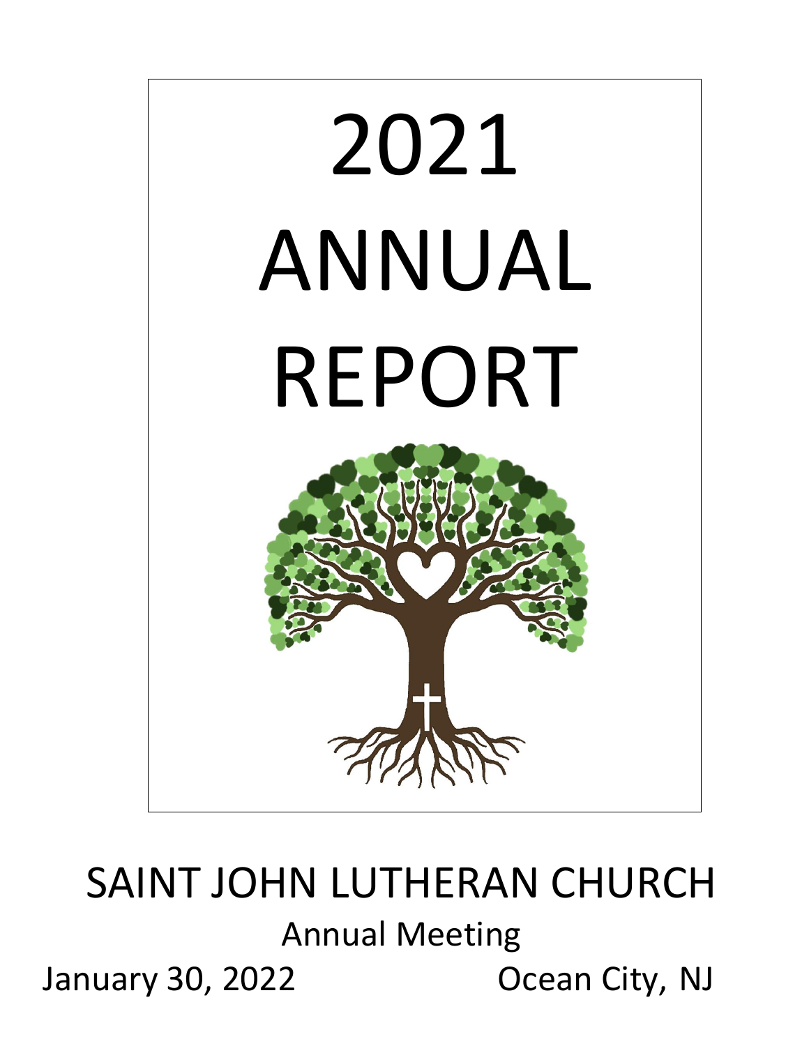# 2021 ANNUAL REPORT

# SAINT JOHN LUTHERAN CHURCH

Annual Meeting

January 30, 2022 Ocean City, NJ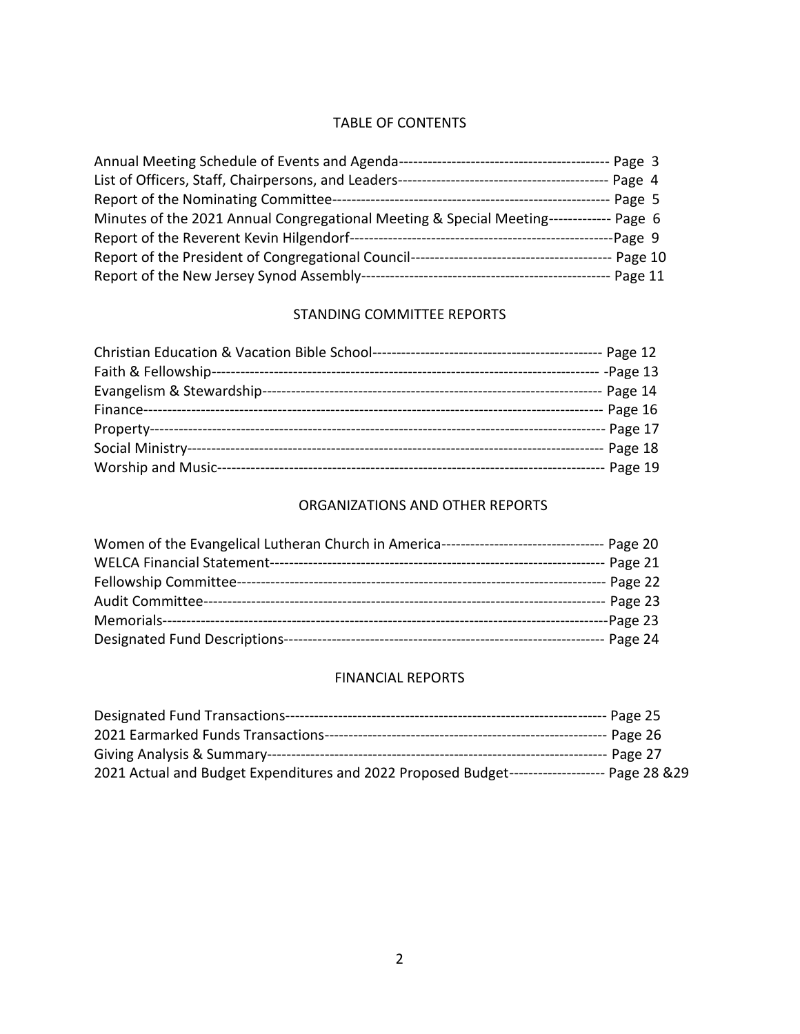# TABLE OF CONTENTS

Annual Meeting Schedule of Events and Agenda-------------------------------------------- Page 3
List of Officers, Staff, Chairpersons, and Leaders-------------------------------------------- Page 4
Report of the Nominating Committee--------------------------------------------------------- Page 5
Minutes of the 2021 Annual Congregational Meeting & Special Meeting------------ Page 6
Report of the Reverent Kevin Hilgendorf------------------------------------------------------Page 9
Report of the President of Congregational Council----------------------------------------- Page 10
Report of the New Jersey Synod Assembly--------------------------------------------------- Page 11

## STANDING COMMITTEE REPORTS

Christian Education & Vacation Bible School----------------------------------------------- Page 12
Faith & Fellowship------------------------------------------------------------------------------- -Page 13
Evangelism & Stewardship--------------------------------------------------------------------- Page 14
Finance--------------------------------------------------------------------------------------------- Page 16
Property-------------------------------------------------------------------------------------------- Page 17
Social Ministry------------------------------------------------------------------------------------- Page 18
Worship and Music------------------------------------------------------------------------------- Page 19

## ORGANIZATIONS AND OTHER REPORTS

Women of the Evangelical Lutheran Church in America---------------------------------- Page 20
WELCA Financial Statement-------------------------------------------------------------------- Page 21
Fellowship Committee--------------------------------------------------------------------------- Page 22
Audit Committee---------------------------------------------------------------------------------- Page 23
Memorials-------------------------------------------------------------------------------------------Page 23
Designated Fund Descriptions------------------------------------------------------------------ Page 24

## FINANCIAL REPORTS

Designated Fund Transactions------------------------------------------------------------------ Page 25
2021 Earmarked Funds Transactions---------------------------------------------------------- Page 26
Giving Analysis & Summary--------------------------------------------------------------------- Page 27
2021 Actual and Budget Expenditures and 2022 Proposed Budget-------------------- Page 28 &29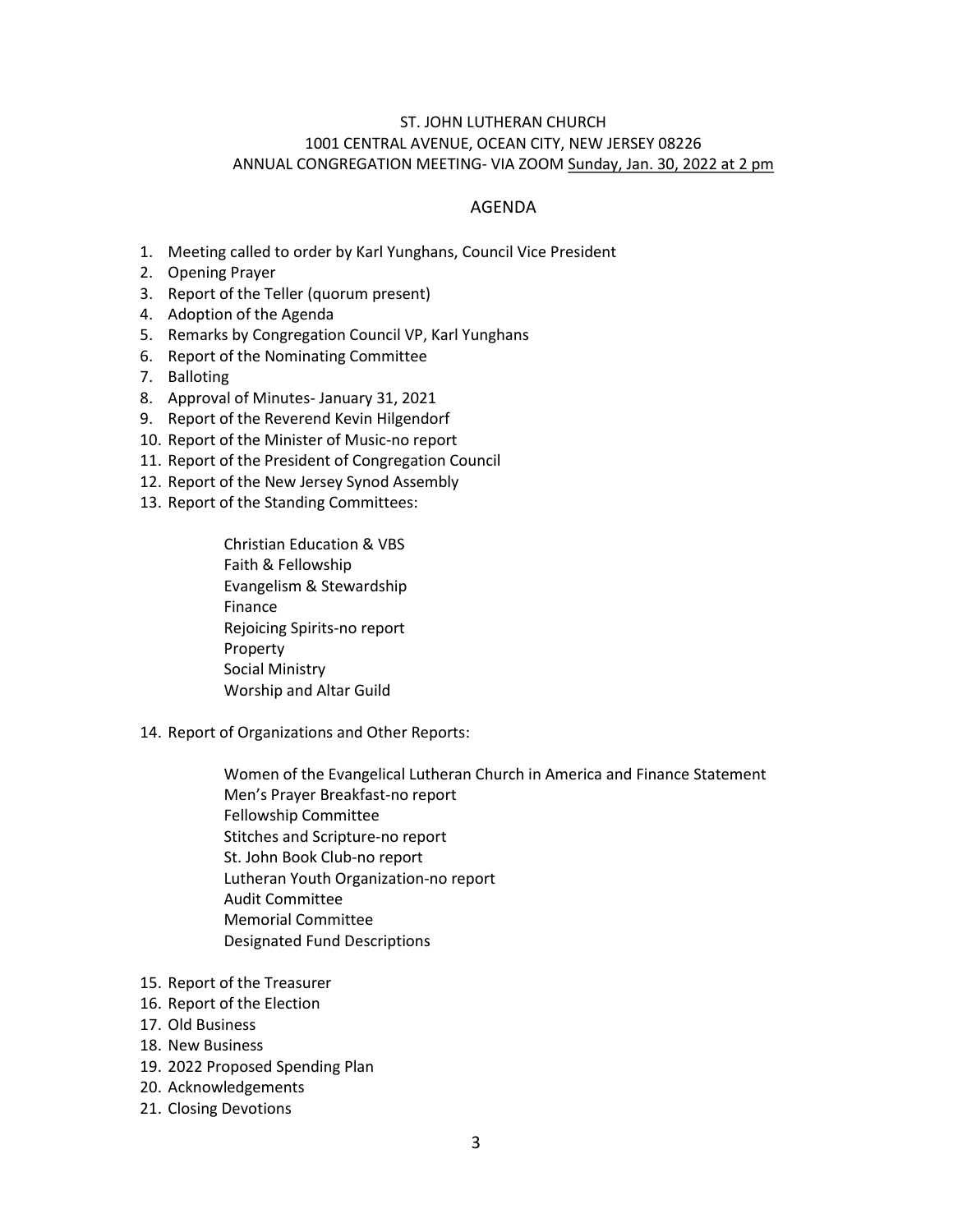ST. JOHN LUTHERAN CHURCH
1001 CENTRAL AVENUE, OCEAN CITY, NEW JERSEY 08226
ANNUAL CONGREGATION MEETING- VIA ZOOM Sunday, Jan. 30, 2022 at 2 pm

## AGENDA

1. Meeting called to order by Karl Yunghans, Council Vice President
2. Opening Prayer
3. Report of the Teller (quorum present)
4. Adoption of the Agenda
5. Remarks by Congregation Council VP, Karl Yunghans
6. Report of the Nominating Committee
7. Balloting
8. Approval of Minutes- January 31, 2021
9. Report of the Reverend Kevin Hilgendorf
10. Report of the Minister of Music-no report
11. Report of the President of Congregation Council
12. Report of the New Jersey Synod Assembly
13. Report of the Standing Committees:

    Christian Education & VBS
    Faith & Fellowship
    Evangelism & Stewardship
    Finance
    Rejoicing Spirits-no report
    Property
    Social Ministry
    Worship and Altar Guild

14. Report of Organizations and Other Reports:

    Women of the Evangelical Lutheran Church in America and Finance Statement
    Men's Prayer Breakfast-no report
    Fellowship Committee
    Stitches and Scripture-no report
    St. John Book Club-no report
    Lutheran Youth Organization-no report
    Audit Committee
    Memorial Committee
    Designated Fund Descriptions

15. Report of the Treasurer
16. Report of the Election
17. Old Business
18. New Business
19. 2022 Proposed Spending Plan
20. Acknowledgements
21. Closing Devotions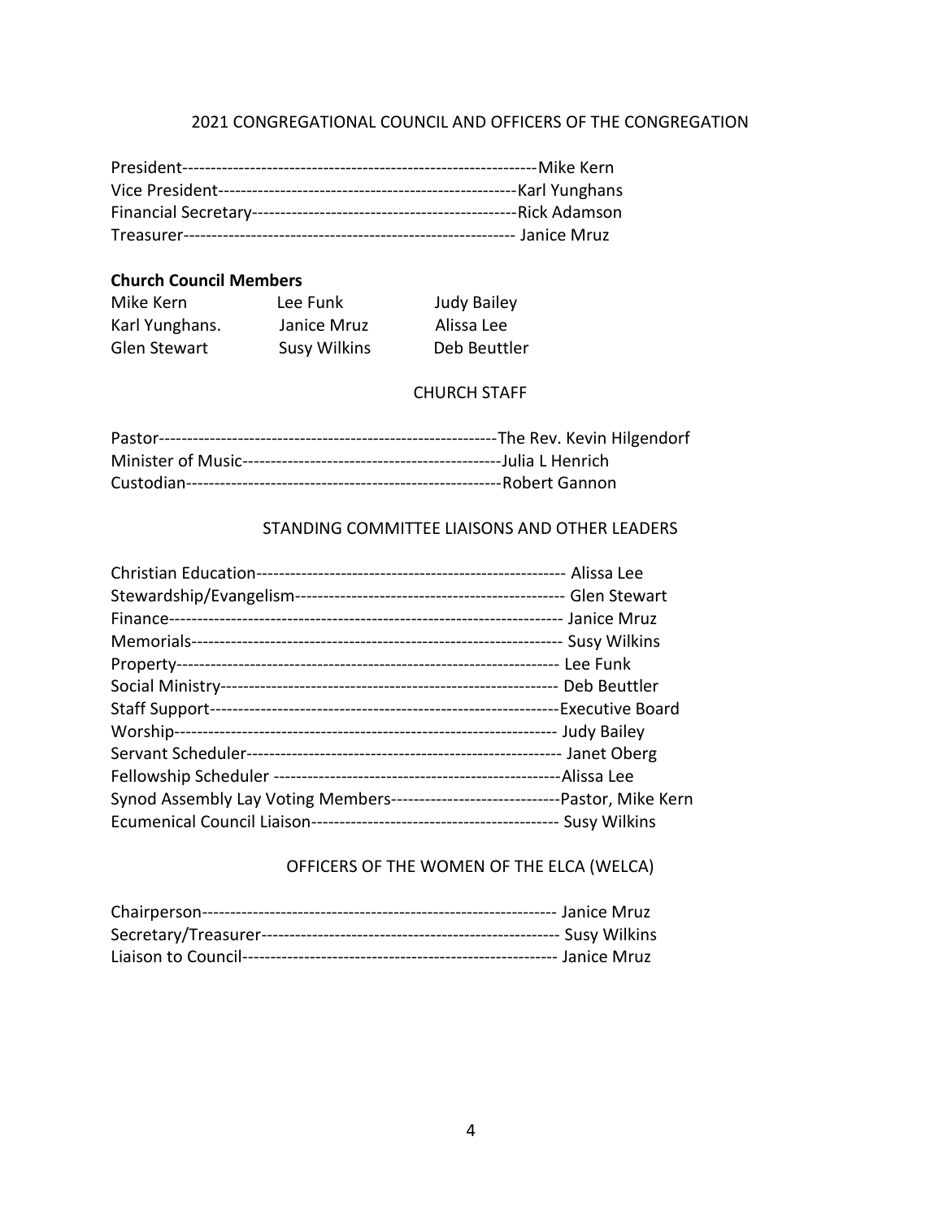## 2021 CONGREGATIONAL COUNCIL AND OFFICERS OF THE CONGREGATION

President-------------------------------------------------------------Mike Kern
Vice President---------------------------------------------------Karl Yunghans
Financial Secretary---------------------------------------------Rick Adamson
Treasurer--------------------------------------------------------- Janice Mruz

**Church Council Members**

| | | |
|---|---|---|
| Mike Kern | Lee Funk | Judy Bailey |
| Karl Yunghans. | Janice Mruz | Alissa Lee |
| Glen Stewart | Susy Wilkins | Deb Beuttler |

## CHURCH STAFF

Pastor---------------------------------------------------------The Rev. Kevin Hilgendorf
Minister of Music--------------------------------------------Julia L Henrich
Custodian-----------------------------------------------------Robert Gannon

## STANDING COMMITTEE LIAISONS AND OTHER LEADERS

Christian Education---------------------------------------------------- Alissa Lee
Stewardship/Evangelism--------------------------------------------- Glen Stewart
Finance-------------------------------------------------------------------- Janice Mruz
Memorials----------------------------------------------------------------- Susy Wilkins
Property------------------------------------------------------------------ Lee Funk
Social Ministry----------------------------------------------------------- Deb Beuttler
Staff Support-------------------------------------------------------------Executive Board
Worship------------------------------------------------------------------- Judy Bailey
Servant Scheduler------------------------------------------------------ Janet Oberg
Fellowship Scheduler ------------------------------------------------Alissa Lee
Synod Assembly Lay Voting Members------------------------------Pastor, Mike Kern
Ecumenical Council Liaison------------------------------------------- Susy Wilkins

## OFFICERS OF THE WOMEN OF THE ELCA (WELCA)

Chairperson--------------------------------------------------------------- Janice Mruz
Secretary/Treasurer---------------------------------------------------- Susy Wilkins
Liaison to Council------------------------------------------------------- Janice Mruz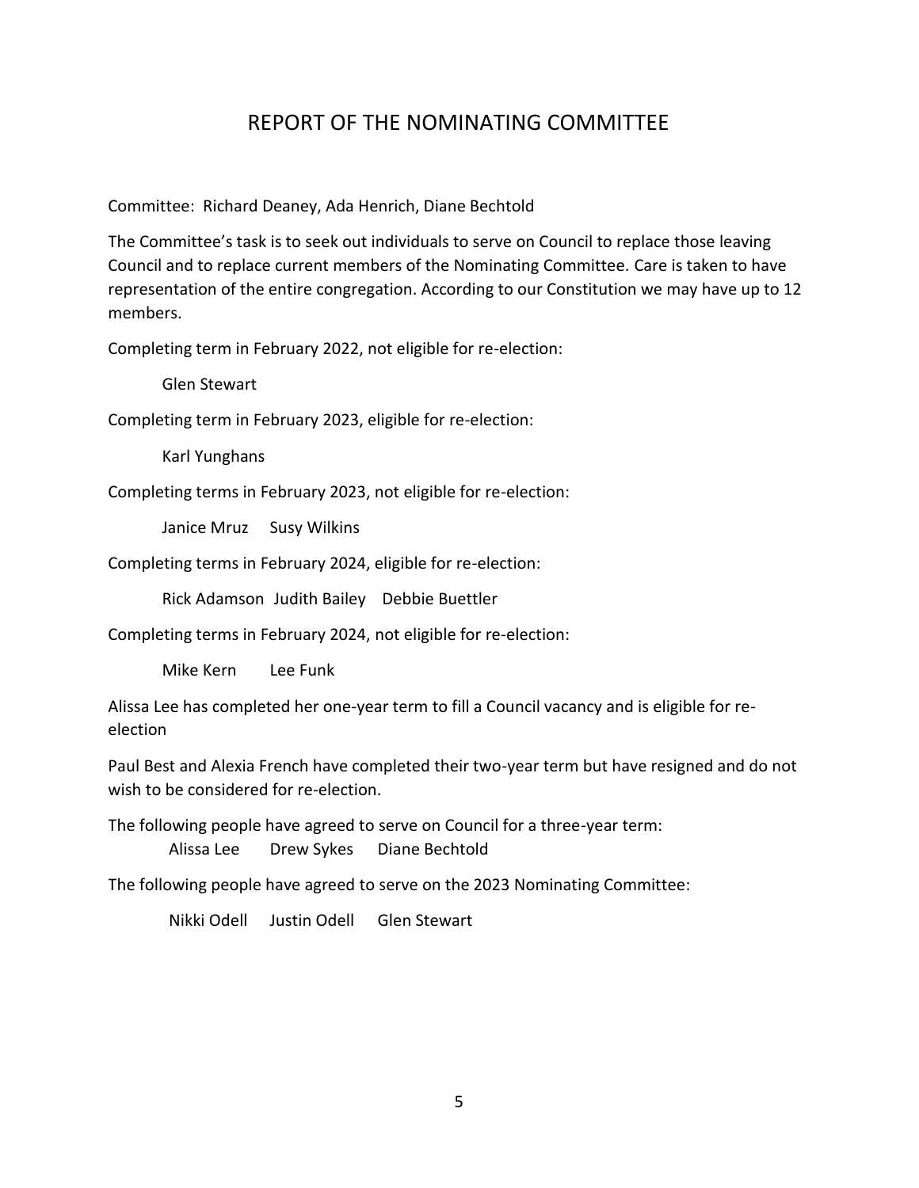# REPORT OF THE NOMINATING COMMITTEE

Committee: Richard Deaney, Ada Henrich, Diane Bechtold

The Committee's task is to seek out individuals to serve on Council to replace those leaving Council and to replace current members of the Nominating Committee. Care is taken to have representation of the entire congregation. According to our Constitution we may have up to 12 members.

Completing term in February 2022, not eligible for re-election:

Glen Stewart

Completing term in February 2023, eligible for re-election:

Karl Yunghans

Completing terms in February 2023, not eligible for re-election:

Janice Mruz     Susy Wilkins

Completing terms in February 2024, eligible for re-election:

Rick Adamson  Judith Bailey    Debbie Buettler

Completing terms in February 2024, not eligible for re-election:

Mike Kern       Lee Funk

Alissa Lee has completed her one-year term to fill a Council vacancy and is eligible for re-election

Paul Best and Alexia French have completed their two-year term but have resigned and do not wish to be considered for re-election.

The following people have agreed to serve on Council for a three-year term:

Alissa Lee      Drew Sykes      Diane Bechtold

The following people have agreed to serve on the 2023 Nominating Committee:

Nikki Odell     Justin Odell     Glen Stewart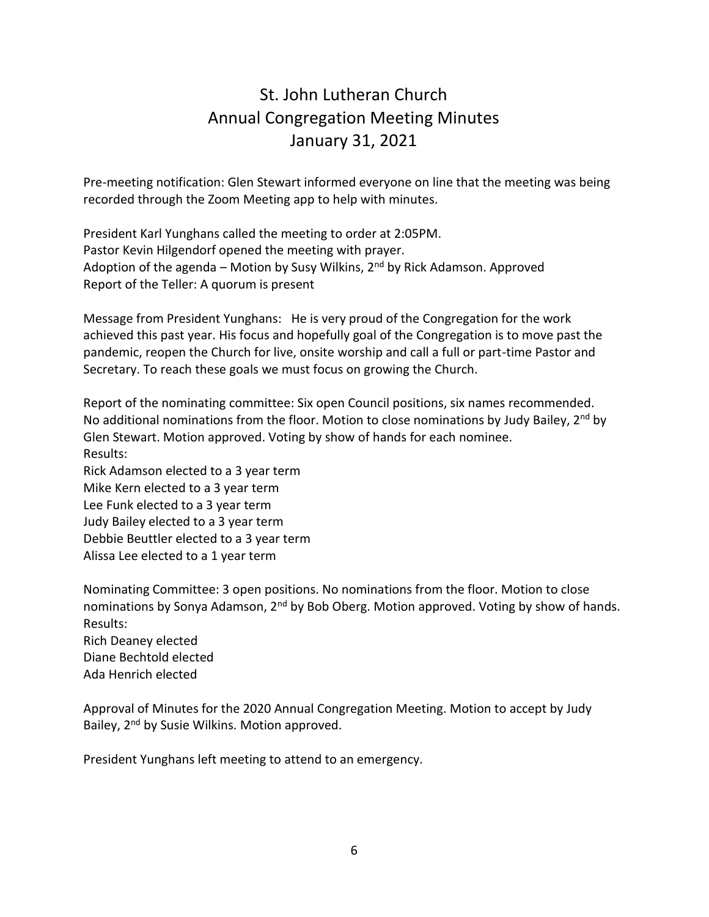# St. John Lutheran Church
# Annual Congregation Meeting Minutes
# January 31, 2021

Pre-meeting notification: Glen Stewart informed everyone on line that the meeting was being recorded through the Zoom Meeting app to help with minutes.

President Karl Yunghans called the meeting to order at 2:05PM.
Pastor Kevin Hilgendorf opened the meeting with prayer.
Adoption of the agenda – Motion by Susy Wilkins, 2nd by Rick Adamson. Approved
Report of the Teller: A quorum is present

Message from President Yunghans: He is very proud of the Congregation for the work achieved this past year. His focus and hopefully goal of the Congregation is to move past the pandemic, reopen the Church for live, onsite worship and call a full or part-time Pastor and Secretary. To reach these goals we must focus on growing the Church.

Report of the nominating committee: Six open Council positions, six names recommended. No additional nominations from the floor. Motion to close nominations by Judy Bailey, 2nd by Glen Stewart. Motion approved. Voting by show of hands for each nominee.
Results:
Rick Adamson elected to a 3 year term
Mike Kern elected to a 3 year term
Lee Funk elected to a 3 year term
Judy Bailey elected to a 3 year term
Debbie Beuttler elected to a 3 year term
Alissa Lee elected to a 1 year term

Nominating Committee: 3 open positions. No nominations from the floor. Motion to close nominations by Sonya Adamson, 2nd by Bob Oberg. Motion approved. Voting by show of hands.
Results:
Rich Deaney elected
Diane Bechtold elected
Ada Henrich elected

Approval of Minutes for the 2020 Annual Congregation Meeting. Motion to accept by Judy Bailey, 2nd by Susie Wilkins. Motion approved.

President Yunghans left meeting to attend to an emergency.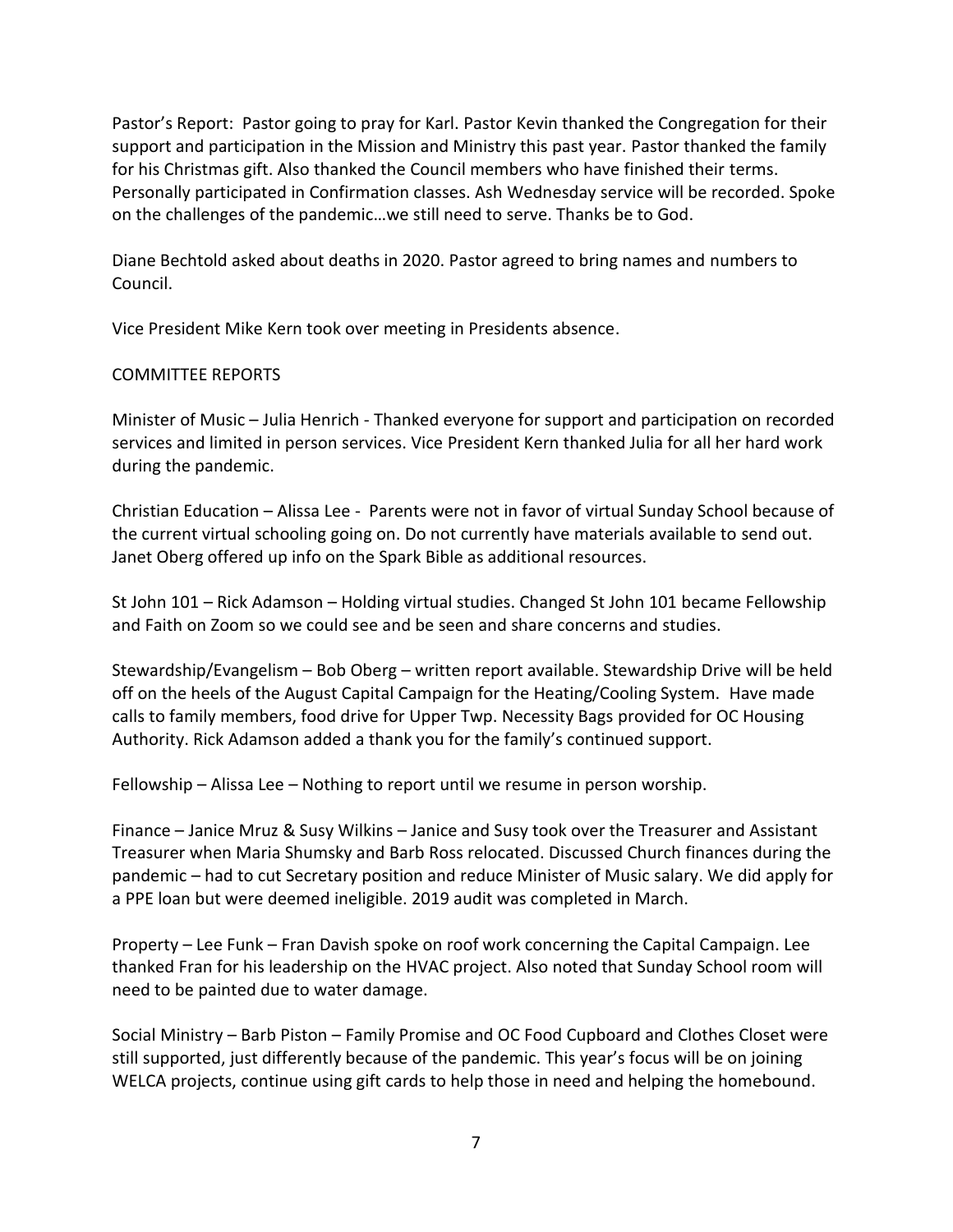Pastor's Report: Pastor going to pray for Karl. Pastor Kevin thanked the Congregation for their support and participation in the Mission and Ministry this past year. Pastor thanked the family for his Christmas gift. Also thanked the Council members who have finished their terms. Personally participated in Confirmation classes. Ash Wednesday service will be recorded. Spoke on the challenges of the pandemic…we still need to serve. Thanks be to God.

Diane Bechtold asked about deaths in 2020. Pastor agreed to bring names and numbers to Council.

Vice President Mike Kern took over meeting in Presidents absence.

COMMITTEE REPORTS

Minister of Music – Julia Henrich - Thanked everyone for support and participation on recorded services and limited in person services. Vice President Kern thanked Julia for all her hard work during the pandemic.

Christian Education – Alissa Lee - Parents were not in favor of virtual Sunday School because of the current virtual schooling going on. Do not currently have materials available to send out. Janet Oberg offered up info on the Spark Bible as additional resources.

St John 101 – Rick Adamson – Holding virtual studies. Changed St John 101 became Fellowship and Faith on Zoom so we could see and be seen and share concerns and studies.

Stewardship/Evangelism – Bob Oberg – written report available. Stewardship Drive will be held off on the heels of the August Capital Campaign for the Heating/Cooling System. Have made calls to family members, food drive for Upper Twp. Necessity Bags provided for OC Housing Authority. Rick Adamson added a thank you for the family's continued support.

Fellowship – Alissa Lee – Nothing to report until we resume in person worship.

Finance – Janice Mruz & Susy Wilkins – Janice and Susy took over the Treasurer and Assistant Treasurer when Maria Shumsky and Barb Ross relocated. Discussed Church finances during the pandemic – had to cut Secretary position and reduce Minister of Music salary. We did apply for a PPE loan but were deemed ineligible. 2019 audit was completed in March.

Property – Lee Funk – Fran Davish spoke on roof work concerning the Capital Campaign. Lee thanked Fran for his leadership on the HVAC project. Also noted that Sunday School room will need to be painted due to water damage.

Social Ministry – Barb Piston – Family Promise and OC Food Cupboard and Clothes Closet were still supported, just differently because of the pandemic. This year's focus will be on joining WELCA projects, continue using gift cards to help those in need and helping the homebound.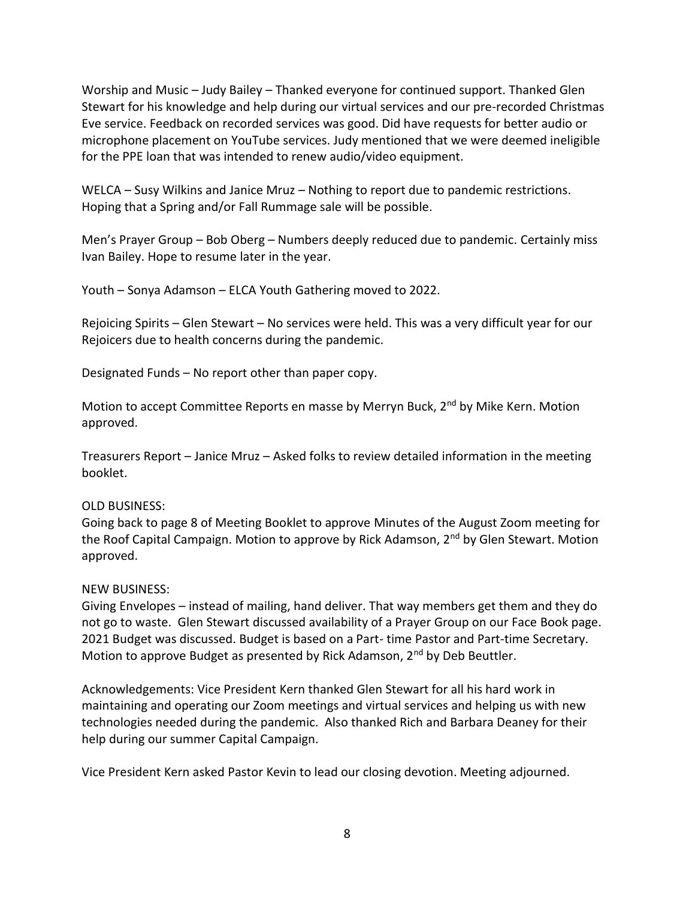Worship and Music – Judy Bailey – Thanked everyone for continued support. Thanked Glen Stewart for his knowledge and help during our virtual services and our pre-recorded Christmas Eve service. Feedback on recorded services was good. Did have requests for better audio or microphone placement on YouTube services. Judy mentioned that we were deemed ineligible for the PPE loan that was intended to renew audio/video equipment.

WELCA – Susy Wilkins and Janice Mruz – Nothing to report due to pandemic restrictions. Hoping that a Spring and/or Fall Rummage sale will be possible.

Men's Prayer Group – Bob Oberg – Numbers deeply reduced due to pandemic. Certainly miss Ivan Bailey. Hope to resume later in the year.

Youth – Sonya Adamson – ELCA Youth Gathering moved to 2022.

Rejoicing Spirits – Glen Stewart – No services were held. This was a very difficult year for our Rejoicers due to health concerns during the pandemic.

Designated Funds – No report other than paper copy.

Motion to accept Committee Reports en masse by Merryn Buck, 2nd by Mike Kern. Motion approved.

Treasurers Report – Janice Mruz – Asked folks to review detailed information in the meeting booklet.

OLD BUSINESS:
Going back to page 8 of Meeting Booklet to approve Minutes of the August Zoom meeting for the Roof Capital Campaign. Motion to approve by Rick Adamson, 2nd by Glen Stewart. Motion approved.

NEW BUSINESS:
Giving Envelopes – instead of mailing, hand deliver. That way members get them and they do not go to waste. Glen Stewart discussed availability of a Prayer Group on our Face Book page. 2021 Budget was discussed. Budget is based on a Part- time Pastor and Part-time Secretary. Motion to approve Budget as presented by Rick Adamson, 2nd by Deb Beuttler.

Acknowledgements: Vice President Kern thanked Glen Stewart for all his hard work in maintaining and operating our Zoom meetings and virtual services and helping us with new technologies needed during the pandemic. Also thanked Rich and Barbara Deaney for their help during our summer Capital Campaign.

Vice President Kern asked Pastor Kevin to lead our closing devotion. Meeting adjourned.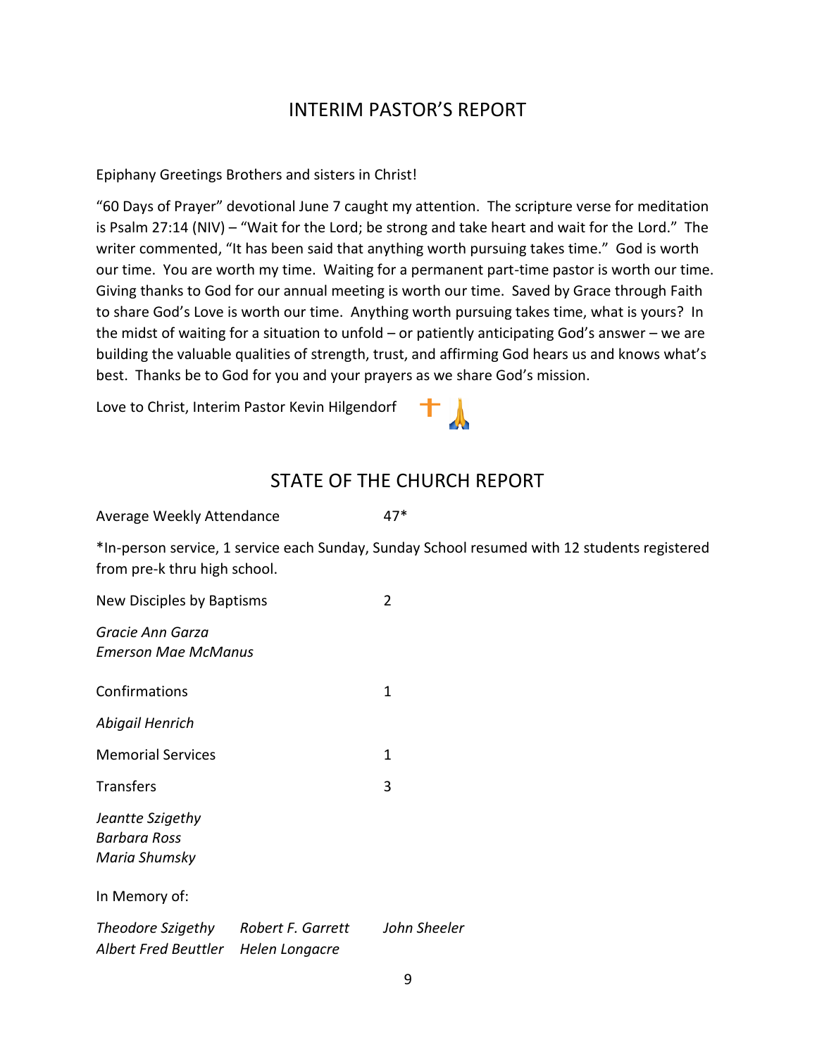# INTERIM PASTOR'S REPORT

Epiphany Greetings Brothers and sisters in Christ!

"60 Days of Prayer" devotional June 7 caught my attention. The scripture verse for meditation is Psalm 27:14 (NIV) – "Wait for the Lord; be strong and take heart and wait for the Lord." The writer commented, "It has been said that anything worth pursuing takes time." God is worth our time. You are worth my time. Waiting for a permanent part-time pastor is worth our time. Giving thanks to God for our annual meeting is worth our time. Saved by Grace through Faith to share God's Love is worth our time. Anything worth pursuing takes time, what is yours? In the midst of waiting for a situation to unfold – or patiently anticipating God's answer – we are building the valuable qualities of strength, trust, and affirming God hears us and knows what's best. Thanks be to God for you and your prayers as we share God's mission.

Love to Christ, Interim Pastor Kevin Hilgendorf ✝ 🙏

# STATE OF THE CHURCH REPORT

Average Weekly Attendance 47*

*In-person service, 1 service each Sunday, Sunday School resumed with 12 students registered from pre-k thru high school.

New Disciples by Baptisms 2

*Gracie Ann Garza*
*Emerson Mae McManus*

Confirmations 1

*Abigail Henrich*

Memorial Services 1

Transfers 3

*Jeantte Szigethy*
*Barbara Ross*
*Maria Shumsky*

In Memory of:

*Theodore Szigethy* *Robert F. Garrett* *John Sheeler*
*Albert Fred Beuttler* *Helen Longacre*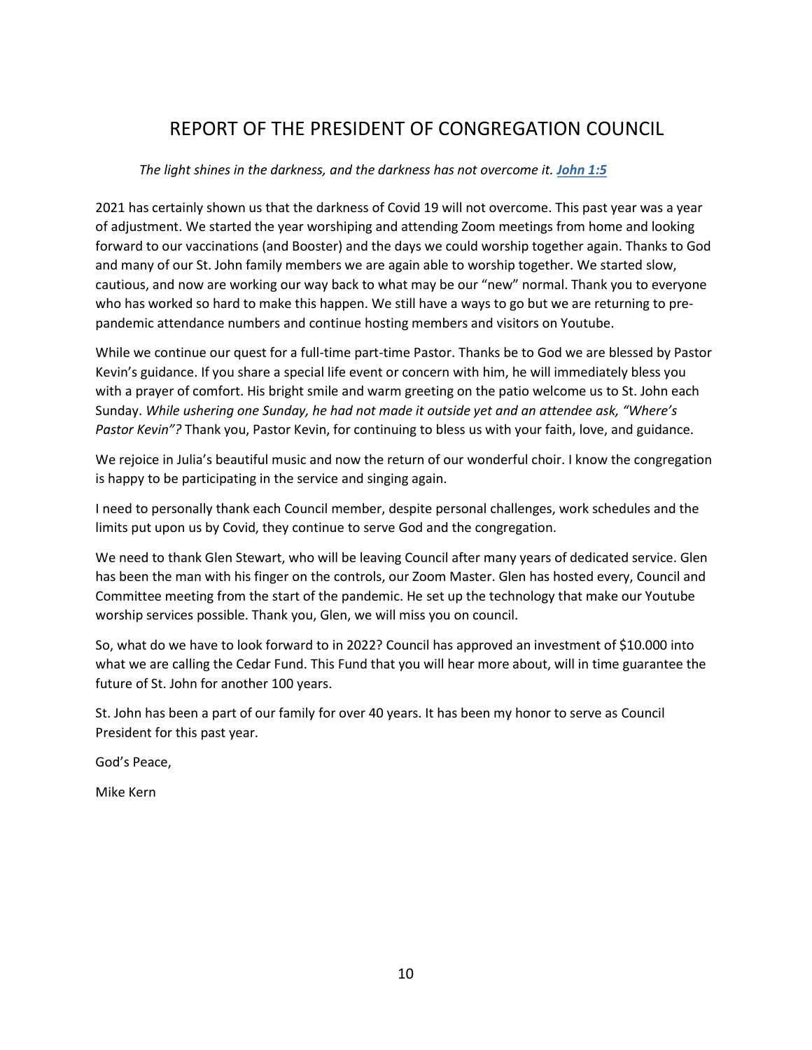# REPORT OF THE PRESIDENT OF CONGREGATION COUNCIL

*The light shines in the darkness, and the darkness has not overcome it.* ***John 1:5***

2021 has certainly shown us that the darkness of Covid 19 will not overcome. This past year was a year of adjustment. We started the year worshiping and attending Zoom meetings from home and looking forward to our vaccinations (and Booster) and the days we could worship together again. Thanks to God and many of our St. John family members we are again able to worship together. We started slow, cautious, and now are working our way back to what may be our "new" normal. Thank you to everyone who has worked so hard to make this happen. We still have a ways to go but we are returning to pre-pandemic attendance numbers and continue hosting members and visitors on Youtube.

While we continue our quest for a full-time part-time Pastor. Thanks be to God we are blessed by Pastor Kevin's guidance. If you share a special life event or concern with him, he will immediately bless you with a prayer of comfort. His bright smile and warm greeting on the patio welcome us to St. John each Sunday. *While ushering one Sunday, he had not made it outside yet and an attendee ask, "Where's Pastor Kevin"?* Thank you, Pastor Kevin, for continuing to bless us with your faith, love, and guidance.

We rejoice in Julia's beautiful music and now the return of our wonderful choir. I know the congregation is happy to be participating in the service and singing again.

I need to personally thank each Council member, despite personal challenges, work schedules and the limits put upon us by Covid, they continue to serve God and the congregation.

We need to thank Glen Stewart, who will be leaving Council after many years of dedicated service. Glen has been the man with his finger on the controls, our Zoom Master. Glen has hosted every, Council and Committee meeting from the start of the pandemic. He set up the technology that make our Youtube worship services possible. Thank you, Glen, we will miss you on council.

So, what do we have to look forward to in 2022? Council has approved an investment of $10.000 into what we are calling the Cedar Fund. This Fund that you will hear more about, will in time guarantee the future of St. John for another 100 years.

St. John has been a part of our family for over 40 years. It has been my honor to serve as Council President for this past year.

God's Peace,

Mike Kern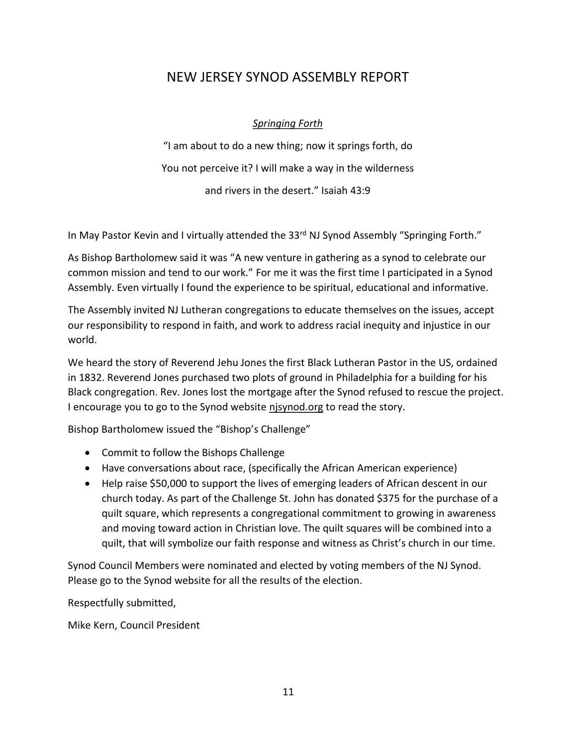# NEW JERSEY SYNOD ASSEMBLY REPORT

*Springing Forth*

"I am about to do a new thing; now it springs forth, do

You not perceive it? I will make a way in the wilderness

and rivers in the desert." Isaiah 43:9

In May Pastor Kevin and I virtually attended the 33rd NJ Synod Assembly "Springing Forth."

As Bishop Bartholomew said it was "A new venture in gathering as a synod to celebrate our common mission and tend to our work." For me it was the first time I participated in a Synod Assembly. Even virtually I found the experience to be spiritual, educational and informative.

The Assembly invited NJ Lutheran congregations to educate themselves on the issues, accept our responsibility to respond in faith, and work to address racial inequity and injustice in our world.

We heard the story of Reverend Jehu Jones the first Black Lutheran Pastor in the US, ordained in 1832. Reverend Jones purchased two plots of ground in Philadelphia for a building for his Black congregation. Rev. Jones lost the mortgage after the Synod refused to rescue the project. I encourage you to go to the Synod website njsynod.org to read the story.

Bishop Bartholomew issued the "Bishop's Challenge"

- Commit to follow the Bishops Challenge
- Have conversations about race, (specifically the African American experience)
- Help raise $50,000 to support the lives of emerging leaders of African descent in our church today. As part of the Challenge St. John has donated $375 for the purchase of a quilt square, which represents a congregational commitment to growing in awareness and moving toward action in Christian love. The quilt squares will be combined into a quilt, that will symbolize our faith response and witness as Christ's church in our time.

Synod Council Members were nominated and elected by voting members of the NJ Synod. Please go to the Synod website for all the results of the election.

Respectfully submitted,

Mike Kern, Council President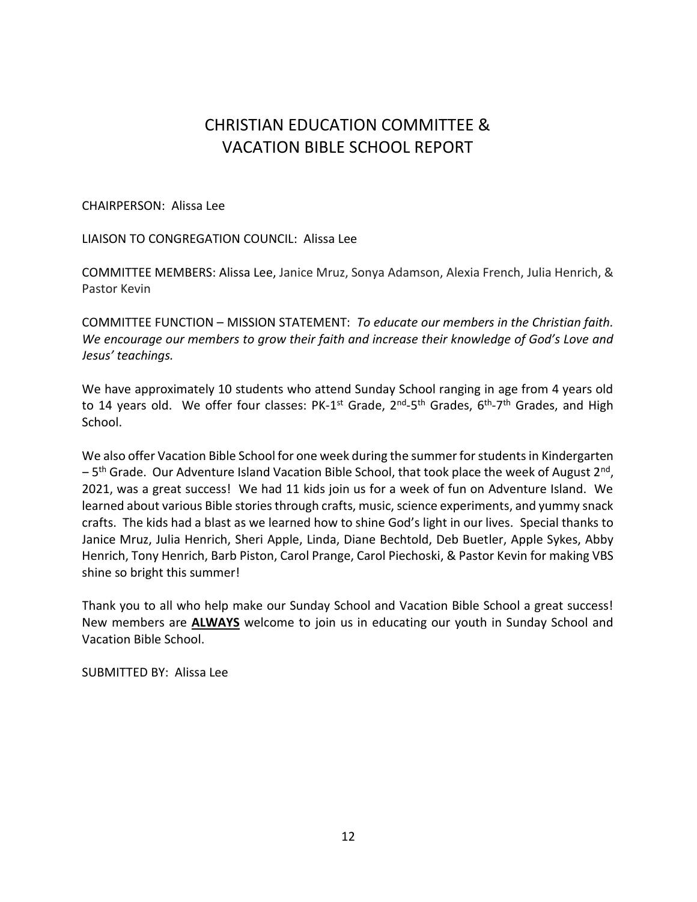# CHRISTIAN EDUCATION COMMITTEE & VACATION BIBLE SCHOOL REPORT

CHAIRPERSON: Alissa Lee

LIAISON TO CONGREGATION COUNCIL: Alissa Lee

COMMITTEE MEMBERS: Alissa Lee, Janice Mruz, Sonya Adamson, Alexia French, Julia Henrich, & Pastor Kevin

COMMITTEE FUNCTION – MISSION STATEMENT: *To educate our members in the Christian faith. We encourage our members to grow their faith and increase their knowledge of God's Love and Jesus' teachings.*

We have approximately 10 students who attend Sunday School ranging in age from 4 years old to 14 years old. We offer four classes: PK-1st Grade, 2nd-5th Grades, 6th-7th Grades, and High School.

We also offer Vacation Bible School for one week during the summer for students in Kindergarten – 5th Grade. Our Adventure Island Vacation Bible School, that took place the week of August 2nd, 2021, was a great success! We had 11 kids join us for a week of fun on Adventure Island. We learned about various Bible stories through crafts, music, science experiments, and yummy snack crafts. The kids had a blast as we learned how to shine God's light in our lives. Special thanks to Janice Mruz, Julia Henrich, Sheri Apple, Linda, Diane Bechtold, Deb Buetler, Apple Sykes, Abby Henrich, Tony Henrich, Barb Piston, Carol Prange, Carol Piechoski, & Pastor Kevin for making VBS shine so bright this summer!

Thank you to all who help make our Sunday School and Vacation Bible School a great success! New members are **ALWAYS** welcome to join us in educating our youth in Sunday School and Vacation Bible School.

SUBMITTED BY: Alissa Lee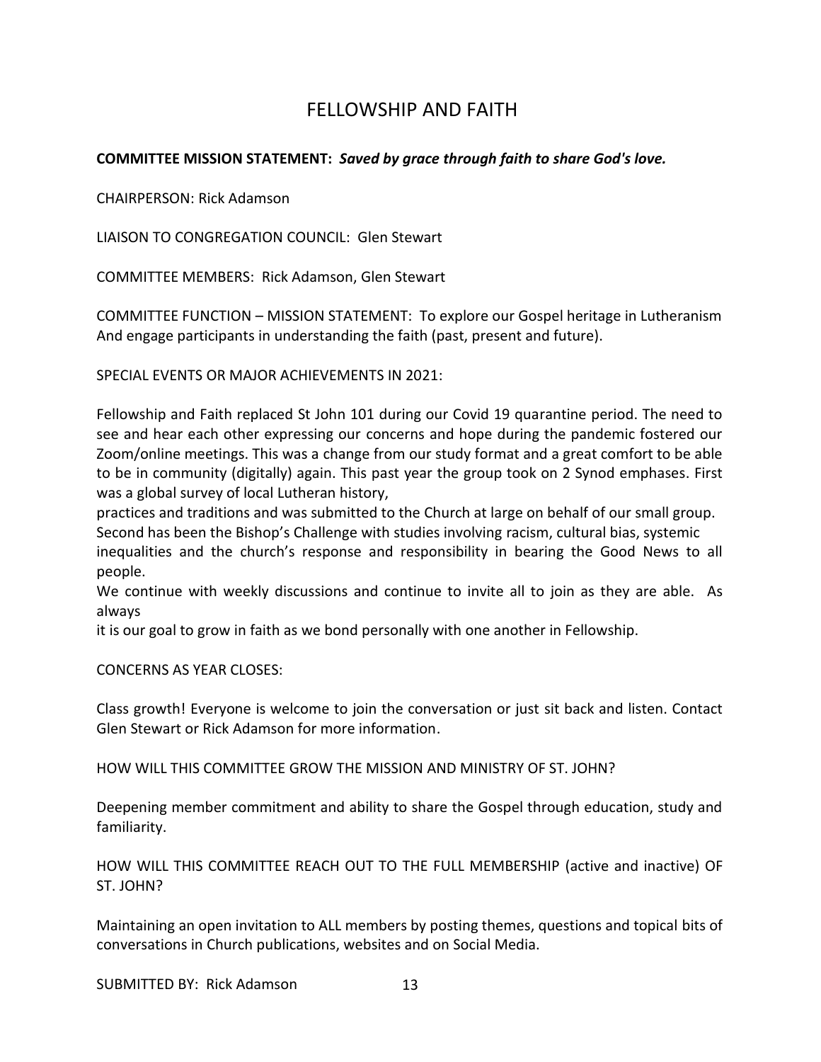# FELLOWSHIP AND FAITH

**COMMITTEE MISSION STATEMENT:** ***Saved by grace through faith to share God's love.***

CHAIRPERSON: Rick Adamson

LIAISON TO CONGREGATION COUNCIL: Glen Stewart

COMMITTEE MEMBERS: Rick Adamson, Glen Stewart

COMMITTEE FUNCTION – MISSION STATEMENT: To explore our Gospel heritage in Lutheranism And engage participants in understanding the faith (past, present and future).

SPECIAL EVENTS OR MAJOR ACHIEVEMENTS IN 2021:

Fellowship and Faith replaced St John 101 during our Covid 19 quarantine period. The need to see and hear each other expressing our concerns and hope during the pandemic fostered our Zoom/online meetings. This was a change from our study format and a great comfort to be able to be in community (digitally) again. This past year the group took on 2 Synod emphases. First was a global survey of local Lutheran history,
practices and traditions and was submitted to the Church at large on behalf of our small group. Second has been the Bishop's Challenge with studies involving racism, cultural bias, systemic inequalities and the church's response and responsibility in bearing the Good News to all people.
We continue with weekly discussions and continue to invite all to join as they are able. As always
it is our goal to grow in faith as we bond personally with one another in Fellowship.

CONCERNS AS YEAR CLOSES:

Class growth! Everyone is welcome to join the conversation or just sit back and listen. Contact Glen Stewart or Rick Adamson for more information.

HOW WILL THIS COMMITTEE GROW THE MISSION AND MINISTRY OF ST. JOHN?

Deepening member commitment and ability to share the Gospel through education, study and familiarity.

HOW WILL THIS COMMITTEE REACH OUT TO THE FULL MEMBERSHIP (active and inactive) OF ST. JOHN?

Maintaining an open invitation to ALL members by posting themes, questions and topical bits of conversations in Church publications, websites and on Social Media.

SUBMITTED BY: Rick Adamson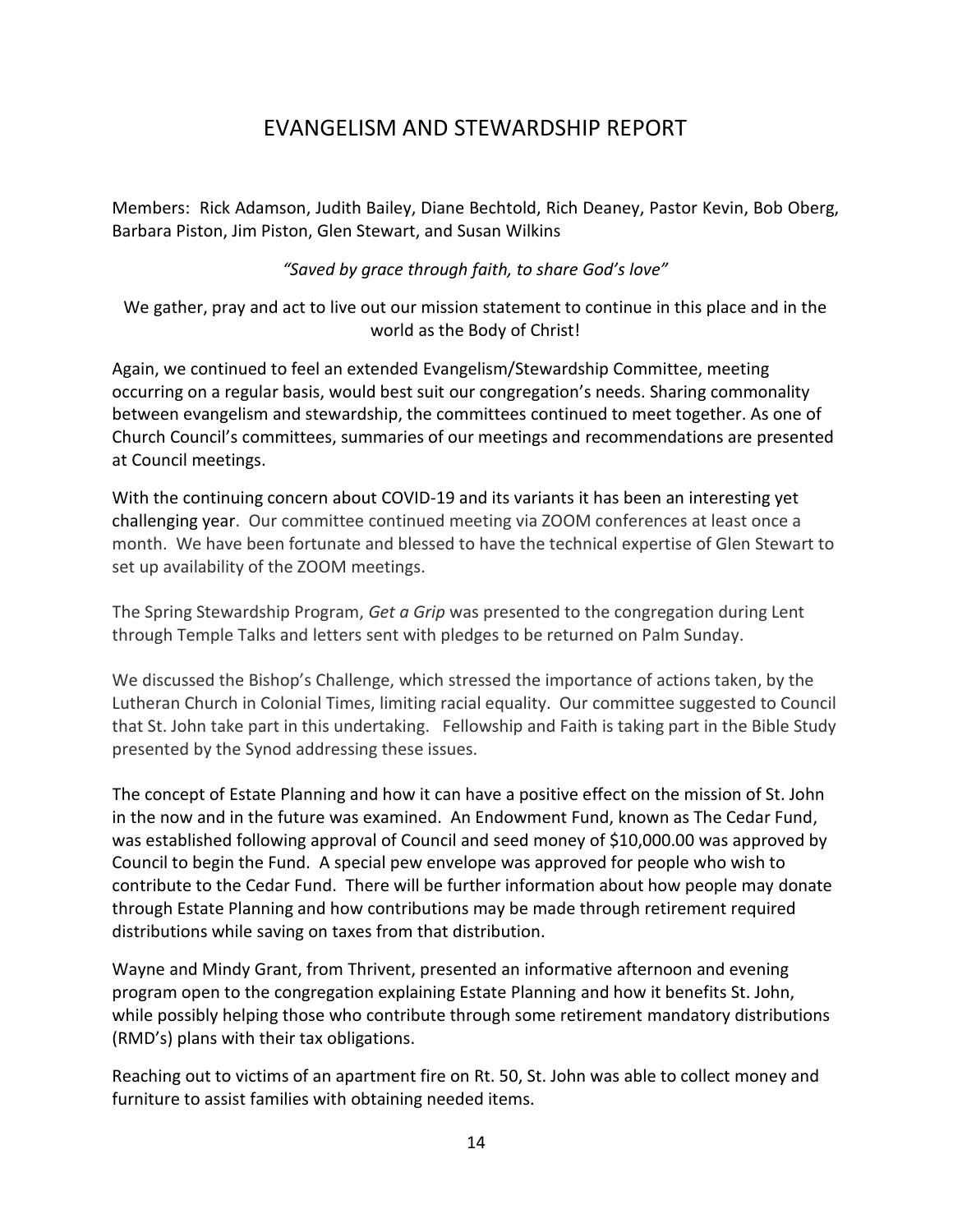# EVANGELISM AND STEWARDSHIP REPORT

Members: Rick Adamson, Judith Bailey, Diane Bechtold, Rich Deaney, Pastor Kevin, Bob Oberg, Barbara Piston, Jim Piston, Glen Stewart, and Susan Wilkins

*"Saved by grace through faith, to share God's love"*

We gather, pray and act to live out our mission statement to continue in this place and in the world as the Body of Christ!

Again, we continued to feel an extended Evangelism/Stewardship Committee, meeting occurring on a regular basis, would best suit our congregation's needs. Sharing commonality between evangelism and stewardship, the committees continued to meet together. As one of Church Council's committees, summaries of our meetings and recommendations are presented at Council meetings.

With the continuing concern about COVID-19 and its variants it has been an interesting yet challenging year. Our committee continued meeting via ZOOM conferences at least once a month. We have been fortunate and blessed to have the technical expertise of Glen Stewart to set up availability of the ZOOM meetings.

The Spring Stewardship Program, *Get a Grip* was presented to the congregation during Lent through Temple Talks and letters sent with pledges to be returned on Palm Sunday.

We discussed the Bishop's Challenge, which stressed the importance of actions taken, by the Lutheran Church in Colonial Times, limiting racial equality. Our committee suggested to Council that St. John take part in this undertaking. Fellowship and Faith is taking part in the Bible Study presented by the Synod addressing these issues.

The concept of Estate Planning and how it can have a positive effect on the mission of St. John in the now and in the future was examined. An Endowment Fund, known as The Cedar Fund, was established following approval of Council and seed money of $10,000.00 was approved by Council to begin the Fund. A special pew envelope was approved for people who wish to contribute to the Cedar Fund. There will be further information about how people may donate through Estate Planning and how contributions may be made through retirement required distributions while saving on taxes from that distribution.

Wayne and Mindy Grant, from Thrivent, presented an informative afternoon and evening program open to the congregation explaining Estate Planning and how it benefits St. John, while possibly helping those who contribute through some retirement mandatory distributions (RMD's) plans with their tax obligations.

Reaching out to victims of an apartment fire on Rt. 50, St. John was able to collect money and furniture to assist families with obtaining needed items.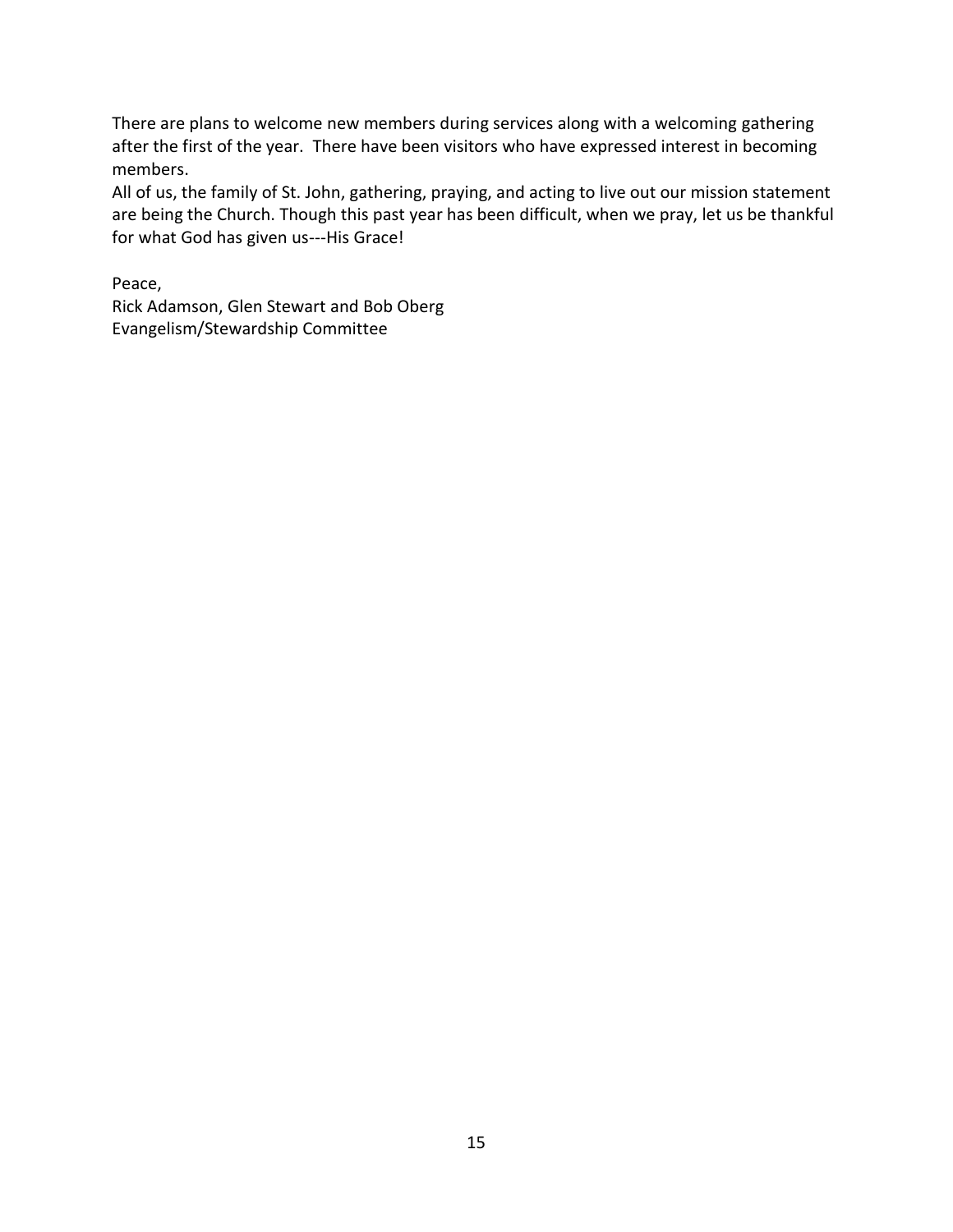There are plans to welcome new members during services along with a welcoming gathering after the first of the year. There have been visitors who have expressed interest in becoming members.

All of us, the family of St. John, gathering, praying, and acting to live out our mission statement are being the Church. Though this past year has been difficult, when we pray, let us be thankful for what God has given us---His Grace!

Peace,
Rick Adamson, Glen Stewart and Bob Oberg
Evangelism/Stewardship Committee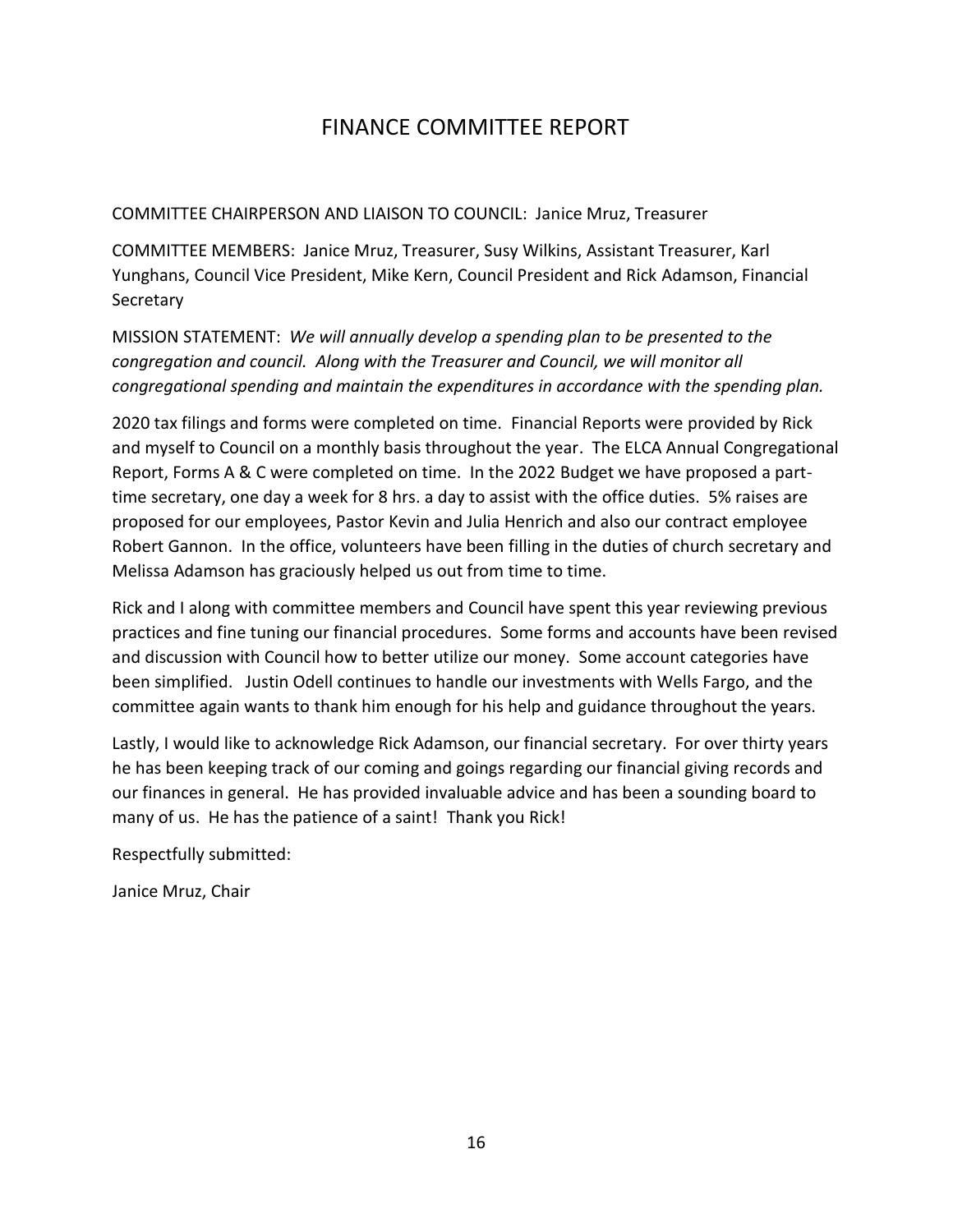# FINANCE COMMITTEE REPORT

COMMITTEE CHAIRPERSON AND LIAISON TO COUNCIL: Janice Mruz, Treasurer

COMMITTEE MEMBERS: Janice Mruz, Treasurer, Susy Wilkins, Assistant Treasurer, Karl Yunghans, Council Vice President, Mike Kern, Council President and Rick Adamson, Financial Secretary

MISSION STATEMENT: *We will annually develop a spending plan to be presented to the congregation and council. Along with the Treasurer and Council, we will monitor all congregational spending and maintain the expenditures in accordance with the spending plan.*

2020 tax filings and forms were completed on time. Financial Reports were provided by Rick and myself to Council on a monthly basis throughout the year. The ELCA Annual Congregational Report, Forms A & C were completed on time. In the 2022 Budget we have proposed a part-time secretary, one day a week for 8 hrs. a day to assist with the office duties. 5% raises are proposed for our employees, Pastor Kevin and Julia Henrich and also our contract employee Robert Gannon. In the office, volunteers have been filling in the duties of church secretary and Melissa Adamson has graciously helped us out from time to time.

Rick and I along with committee members and Council have spent this year reviewing previous practices and fine tuning our financial procedures. Some forms and accounts have been revised and discussion with Council how to better utilize our money. Some account categories have been simplified. Justin Odell continues to handle our investments with Wells Fargo, and the committee again wants to thank him enough for his help and guidance throughout the years.

Lastly, I would like to acknowledge Rick Adamson, our financial secretary. For over thirty years he has been keeping track of our coming and goings regarding our financial giving records and our finances in general. He has provided invaluable advice and has been a sounding board to many of us. He has the patience of a saint! Thank you Rick!

Respectfully submitted:

Janice Mruz, Chair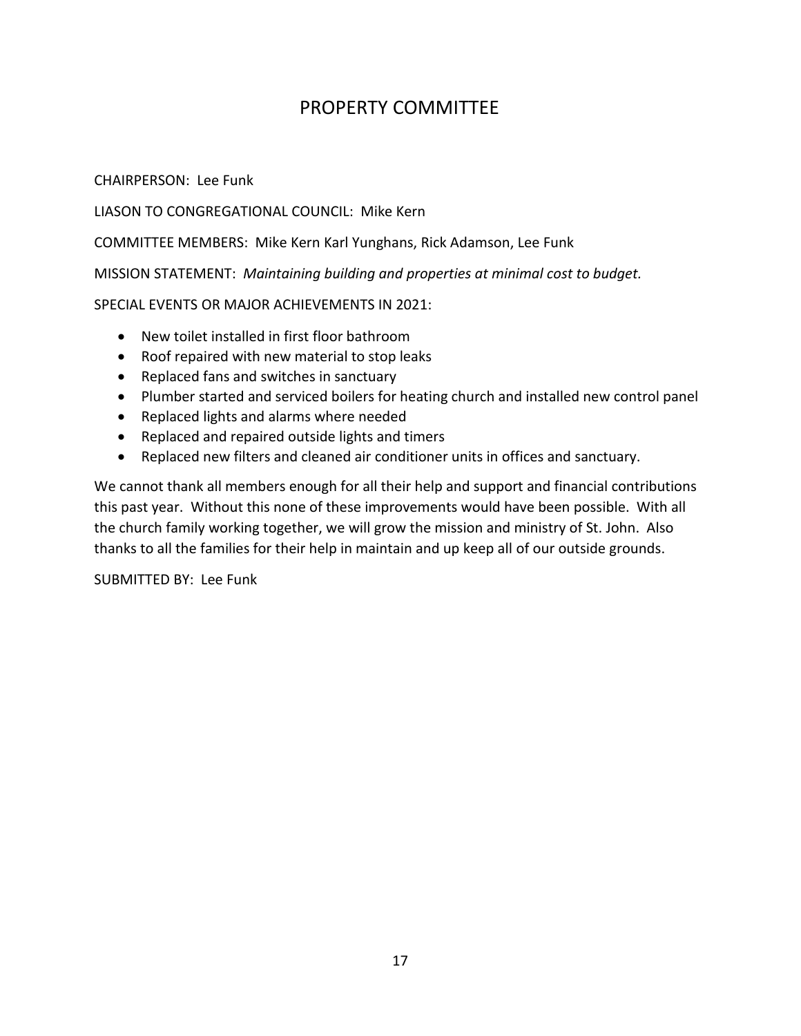# PROPERTY COMMITTEE

CHAIRPERSON: Lee Funk

LIASON TO CONGREGATIONAL COUNCIL: Mike Kern

COMMITTEE MEMBERS: Mike Kern Karl Yunghans, Rick Adamson, Lee Funk

MISSION STATEMENT: *Maintaining building and properties at minimal cost to budget.*

SPECIAL EVENTS OR MAJOR ACHIEVEMENTS IN 2021:

- New toilet installed in first floor bathroom
- Roof repaired with new material to stop leaks
- Replaced fans and switches in sanctuary
- Plumber started and serviced boilers for heating church and installed new control panel
- Replaced lights and alarms where needed
- Replaced and repaired outside lights and timers
- Replaced new filters and cleaned air conditioner units in offices and sanctuary.

We cannot thank all members enough for all their help and support and financial contributions this past year. Without this none of these improvements would have been possible. With all the church family working together, we will grow the mission and ministry of St. John. Also thanks to all the families for their help in maintain and up keep all of our outside grounds.

SUBMITTED BY: Lee Funk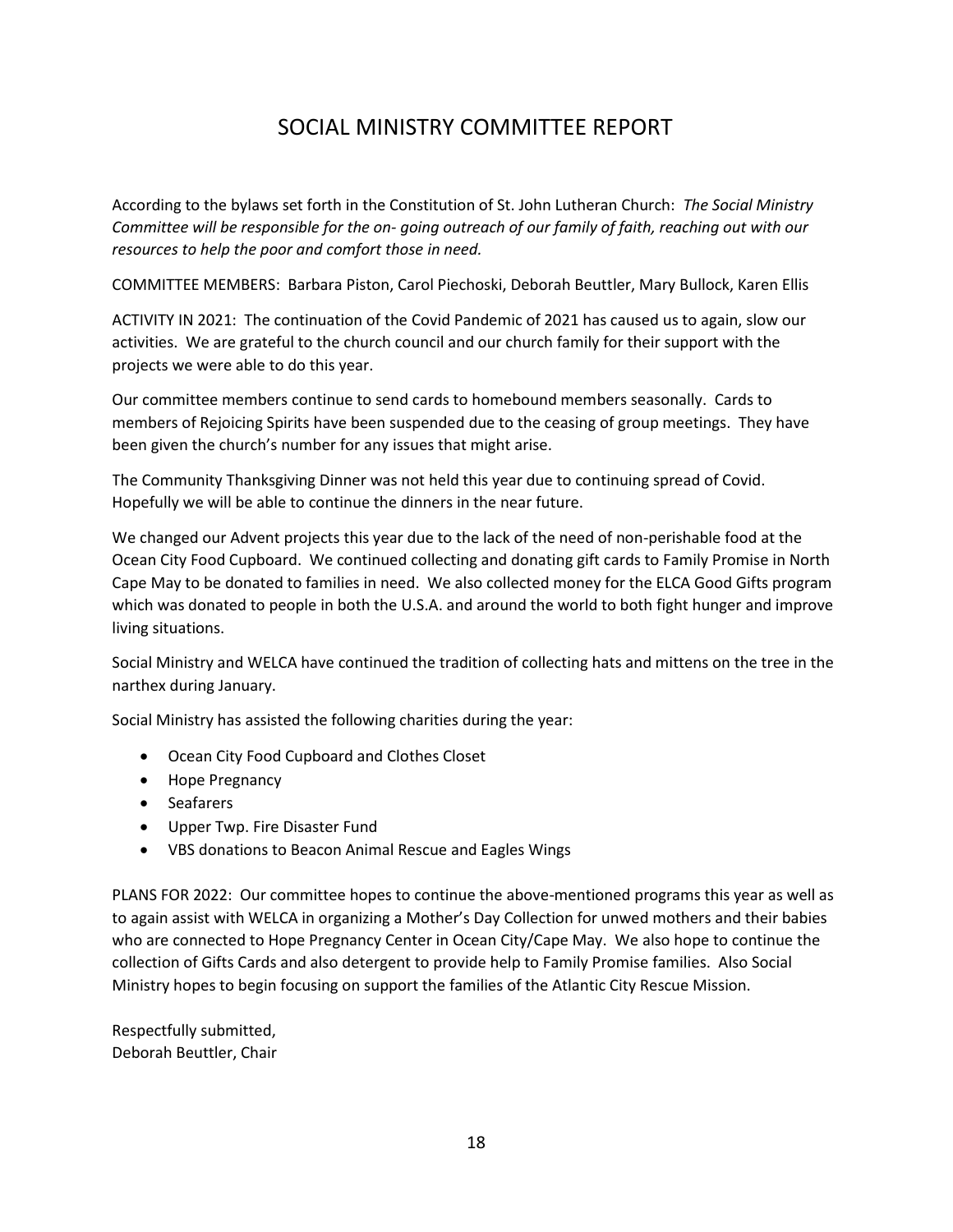# SOCIAL MINISTRY COMMITTEE REPORT

According to the bylaws set forth in the Constitution of St. John Lutheran Church: *The Social Ministry Committee will be responsible for the on- going outreach of our family of faith, reaching out with our resources to help the poor and comfort those in need.*

COMMITTEE MEMBERS: Barbara Piston, Carol Piechoski, Deborah Beuttler, Mary Bullock, Karen Ellis

ACTIVITY IN 2021: The continuation of the Covid Pandemic of 2021 has caused us to again, slow our activities. We are grateful to the church council and our church family for their support with the projects we were able to do this year.

Our committee members continue to send cards to homebound members seasonally. Cards to members of Rejoicing Spirits have been suspended due to the ceasing of group meetings. They have been given the church's number for any issues that might arise.

The Community Thanksgiving Dinner was not held this year due to continuing spread of Covid. Hopefully we will be able to continue the dinners in the near future.

We changed our Advent projects this year due to the lack of the need of non-perishable food at the Ocean City Food Cupboard. We continued collecting and donating gift cards to Family Promise in North Cape May to be donated to families in need. We also collected money for the ELCA Good Gifts program which was donated to people in both the U.S.A. and around the world to both fight hunger and improve living situations.

Social Ministry and WELCA have continued the tradition of collecting hats and mittens on the tree in the narthex during January.

Social Ministry has assisted the following charities during the year:

- Ocean City Food Cupboard and Clothes Closet
- Hope Pregnancy
- Seafarers
- Upper Twp. Fire Disaster Fund
- VBS donations to Beacon Animal Rescue and Eagles Wings

PLANS FOR 2022: Our committee hopes to continue the above-mentioned programs this year as well as to again assist with WELCA in organizing a Mother's Day Collection for unwed mothers and their babies who are connected to Hope Pregnancy Center in Ocean City/Cape May. We also hope to continue the collection of Gifts Cards and also detergent to provide help to Family Promise families. Also Social Ministry hopes to begin focusing on support the families of the Atlantic City Rescue Mission.

Respectfully submitted,
Deborah Beuttler, Chair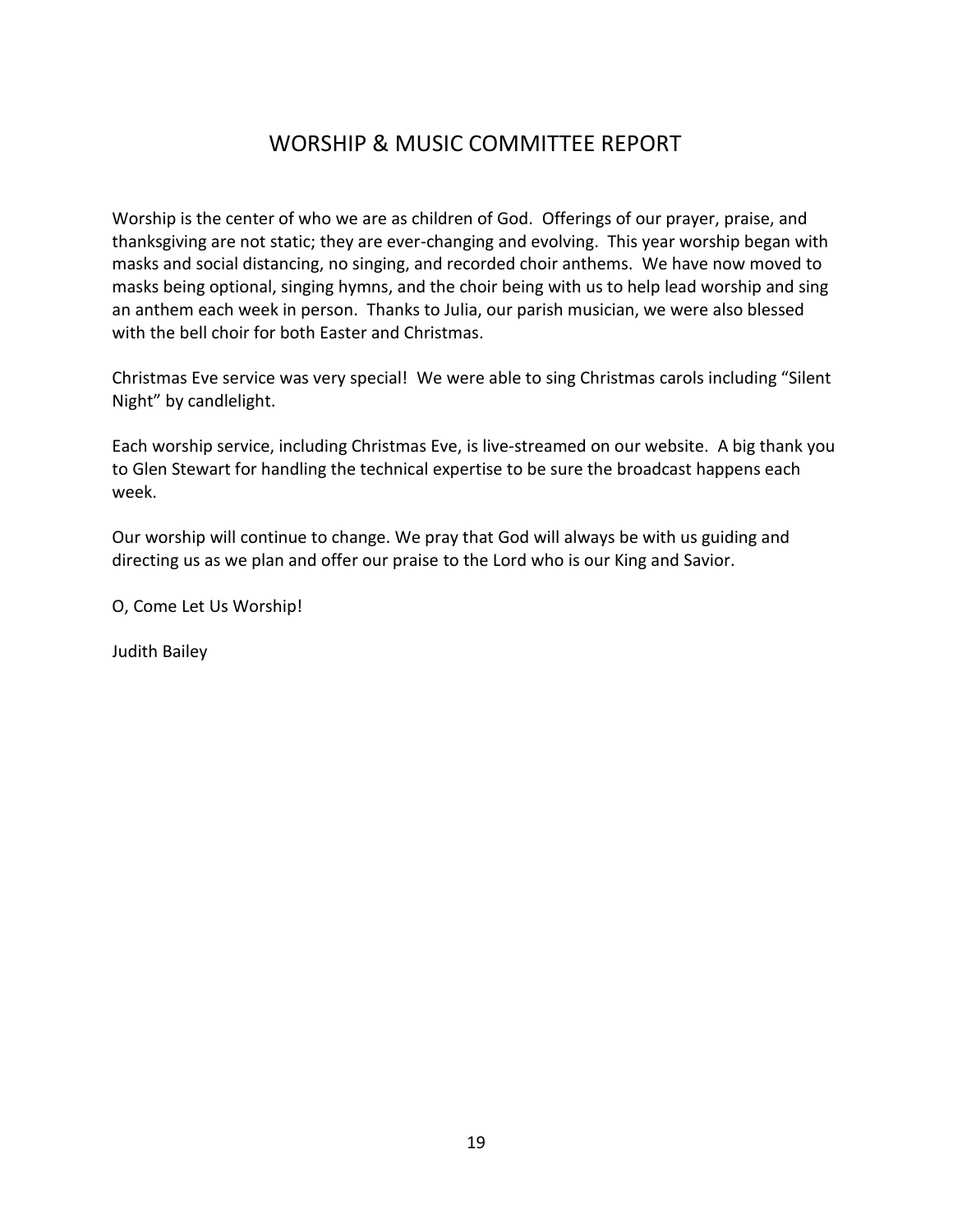# WORSHIP & MUSIC COMMITTEE REPORT

Worship is the center of who we are as children of God. Offerings of our prayer, praise, and thanksgiving are not static; they are ever-changing and evolving. This year worship began with masks and social distancing, no singing, and recorded choir anthems. We have now moved to masks being optional, singing hymns, and the choir being with us to help lead worship and sing an anthem each week in person. Thanks to Julia, our parish musician, we were also blessed with the bell choir for both Easter and Christmas.

Christmas Eve service was very special! We were able to sing Christmas carols including "Silent Night" by candlelight.

Each worship service, including Christmas Eve, is live-streamed on our website. A big thank you to Glen Stewart for handling the technical expertise to be sure the broadcast happens each week.

Our worship will continue to change. We pray that God will always be with us guiding and directing us as we plan and offer our praise to the Lord who is our King and Savior.

O, Come Let Us Worship!

Judith Bailey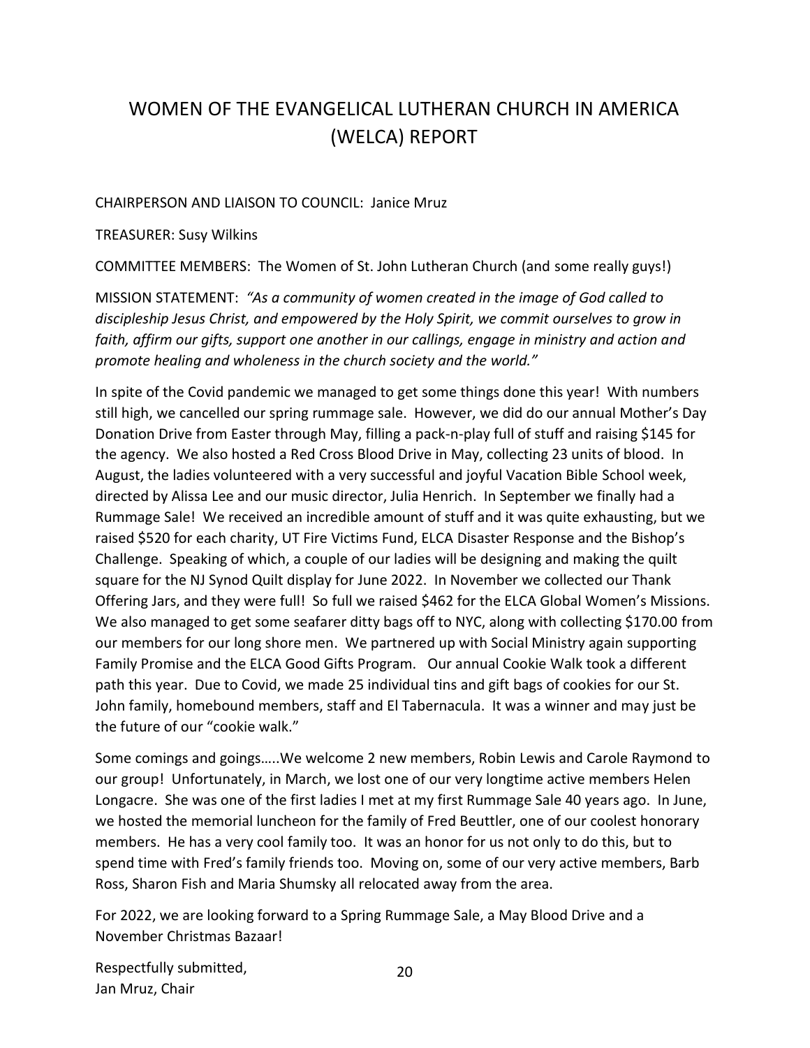# WOMEN OF THE EVANGELICAL LUTHERAN CHURCH IN AMERICA (WELCA) REPORT

CHAIRPERSON AND LIAISON TO COUNCIL: Janice Mruz

TREASURER: Susy Wilkins

COMMITTEE MEMBERS: The Women of St. John Lutheran Church (and some really guys!)

MISSION STATEMENT: *"As a community of women created in the image of God called to discipleship Jesus Christ, and empowered by the Holy Spirit, we commit ourselves to grow in faith, affirm our gifts, support one another in our callings, engage in ministry and action and promote healing and wholeness in the church society and the world."*

In spite of the Covid pandemic we managed to get some things done this year! With numbers still high, we cancelled our spring rummage sale. However, we did do our annual Mother's Day Donation Drive from Easter through May, filling a pack-n-play full of stuff and raising $145 for the agency. We also hosted a Red Cross Blood Drive in May, collecting 23 units of blood. In August, the ladies volunteered with a very successful and joyful Vacation Bible School week, directed by Alissa Lee and our music director, Julia Henrich. In September we finally had a Rummage Sale! We received an incredible amount of stuff and it was quite exhausting, but we raised $520 for each charity, UT Fire Victims Fund, ELCA Disaster Response and the Bishop's Challenge. Speaking of which, a couple of our ladies will be designing and making the quilt square for the NJ Synod Quilt display for June 2022. In November we collected our Thank Offering Jars, and they were full! So full we raised $462 for the ELCA Global Women's Missions. We also managed to get some seafarer ditty bags off to NYC, along with collecting $170.00 from our members for our long shore men. We partnered up with Social Ministry again supporting Family Promise and the ELCA Good Gifts Program. Our annual Cookie Walk took a different path this year. Due to Covid, we made 25 individual tins and gift bags of cookies for our St. John family, homebound members, staff and El Tabernacula. It was a winner and may just be the future of our "cookie walk."

Some comings and goings…..We welcome 2 new members, Robin Lewis and Carole Raymond to our group! Unfortunately, in March, we lost one of our very longtime active members Helen Longacre. She was one of the first ladies I met at my first Rummage Sale 40 years ago. In June, we hosted the memorial luncheon for the family of Fred Beuttler, one of our coolest honorary members. He has a very cool family too. It was an honor for us not only to do this, but to spend time with Fred's family friends too. Moving on, some of our very active members, Barb Ross, Sharon Fish and Maria Shumsky all relocated away from the area.

For 2022, we are looking forward to a Spring Rummage Sale, a May Blood Drive and a November Christmas Bazaar!

Respectfully submitted,
Jan Mruz, Chair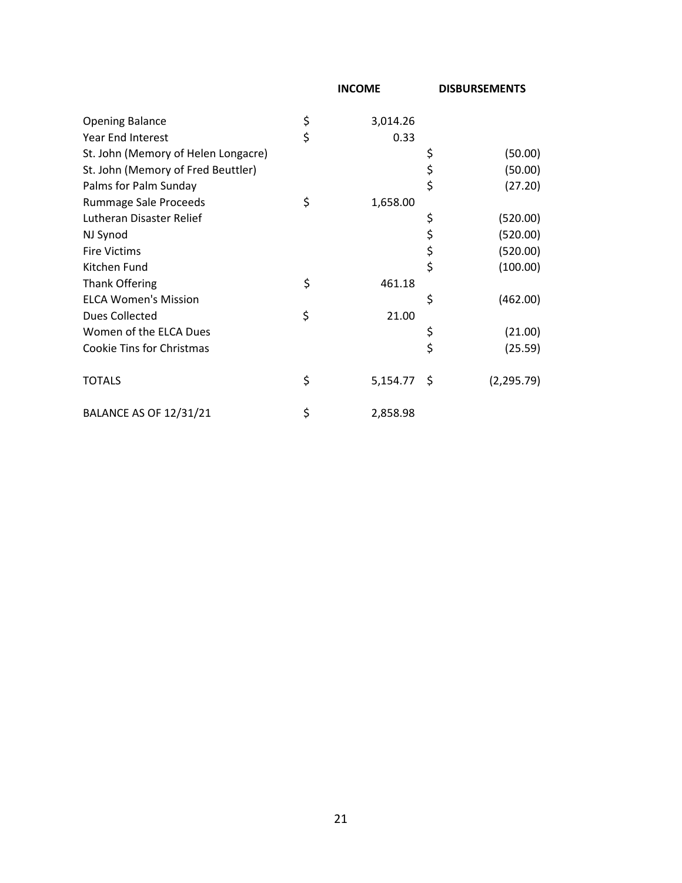| | INCOME | DISBURSEMENTS |
|---|---|---|
| Opening Balance | $ 3,014.26 | |
| Year End Interest | $ 0.33 | |
| St. John (Memory of Helen Longacre) | | $ (50.00) |
| St. John (Memory of Fred Beuttler) | | $ (50.00) |
| Palms for Palm Sunday | | $ (27.20) |
| Rummage Sale Proceeds | $ 1,658.00 | |
| Lutheran Disaster Relief | | $ (520.00) |
| NJ Synod | | $ (520.00) |
| Fire Victims | | $ (520.00) |
| Kitchen Fund | | $ (100.00) |
| Thank Offering | $ 461.18 | |
| ELCA Women's Mission | | $ (462.00) |
| Dues Collected | $ 21.00 | |
| Women of the ELCA Dues | | $ (21.00) |
| Cookie Tins for Christmas | | $ (25.59) |
| TOTALS | $ 5,154.77 | $ (2,295.79) |
| BALANCE AS OF 12/31/21 | $ 2,858.98 | |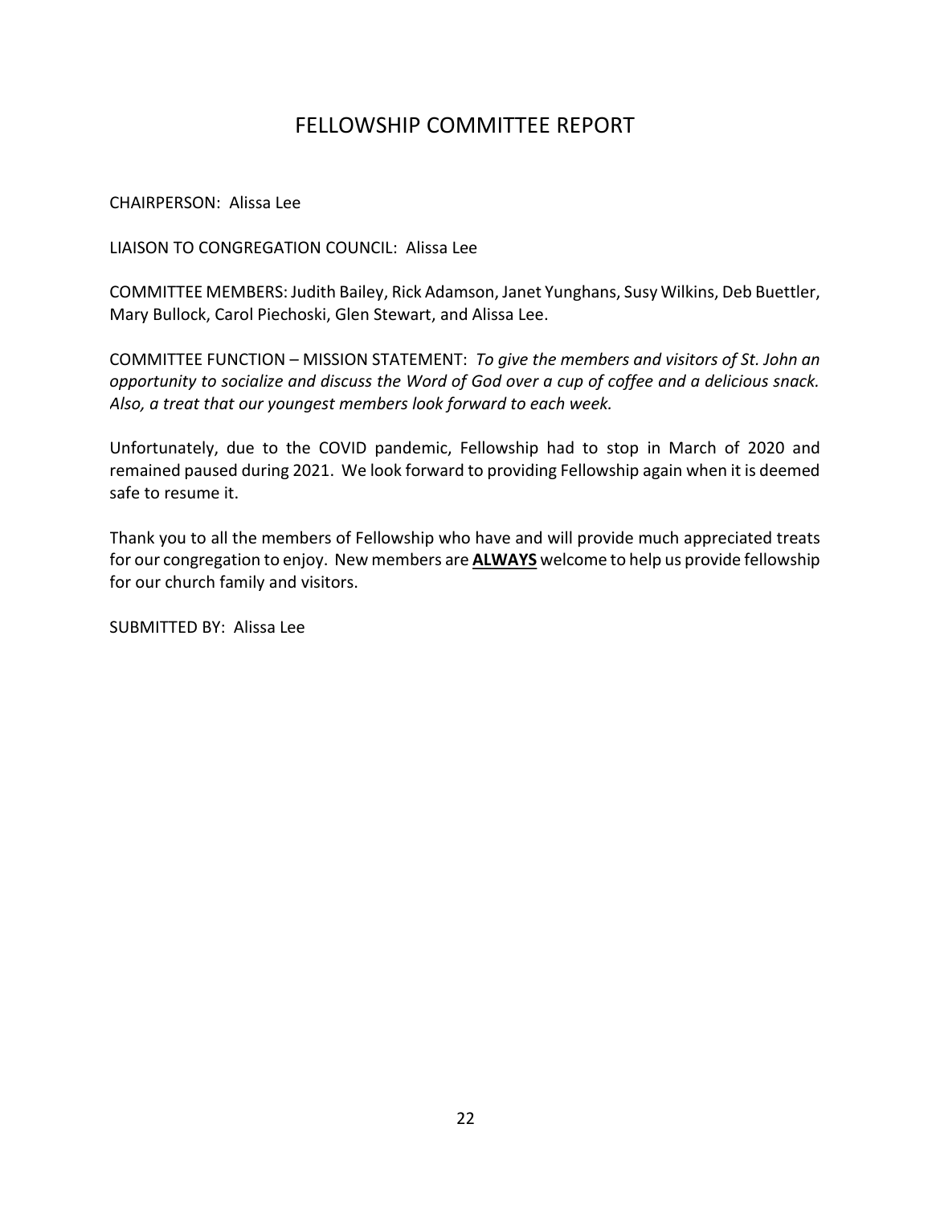# FELLOWSHIP COMMITTEE REPORT

CHAIRPERSON: Alissa Lee

LIAISON TO CONGREGATION COUNCIL: Alissa Lee

COMMITTEE MEMBERS: Judith Bailey, Rick Adamson, Janet Yunghans, Susy Wilkins, Deb Buettler, Mary Bullock, Carol Piechoski, Glen Stewart, and Alissa Lee.

COMMITTEE FUNCTION – MISSION STATEMENT: *To give the members and visitors of St. John an opportunity to socialize and discuss the Word of God over a cup of coffee and a delicious snack. Also, a treat that our youngest members look forward to each week.*

Unfortunately, due to the COVID pandemic, Fellowship had to stop in March of 2020 and remained paused during 2021. We look forward to providing Fellowship again when it is deemed safe to resume it.

Thank you to all the members of Fellowship who have and will provide much appreciated treats for our congregation to enjoy. New members are <u>**ALWAYS**</u> welcome to help us provide fellowship for our church family and visitors.

SUBMITTED BY: Alissa Lee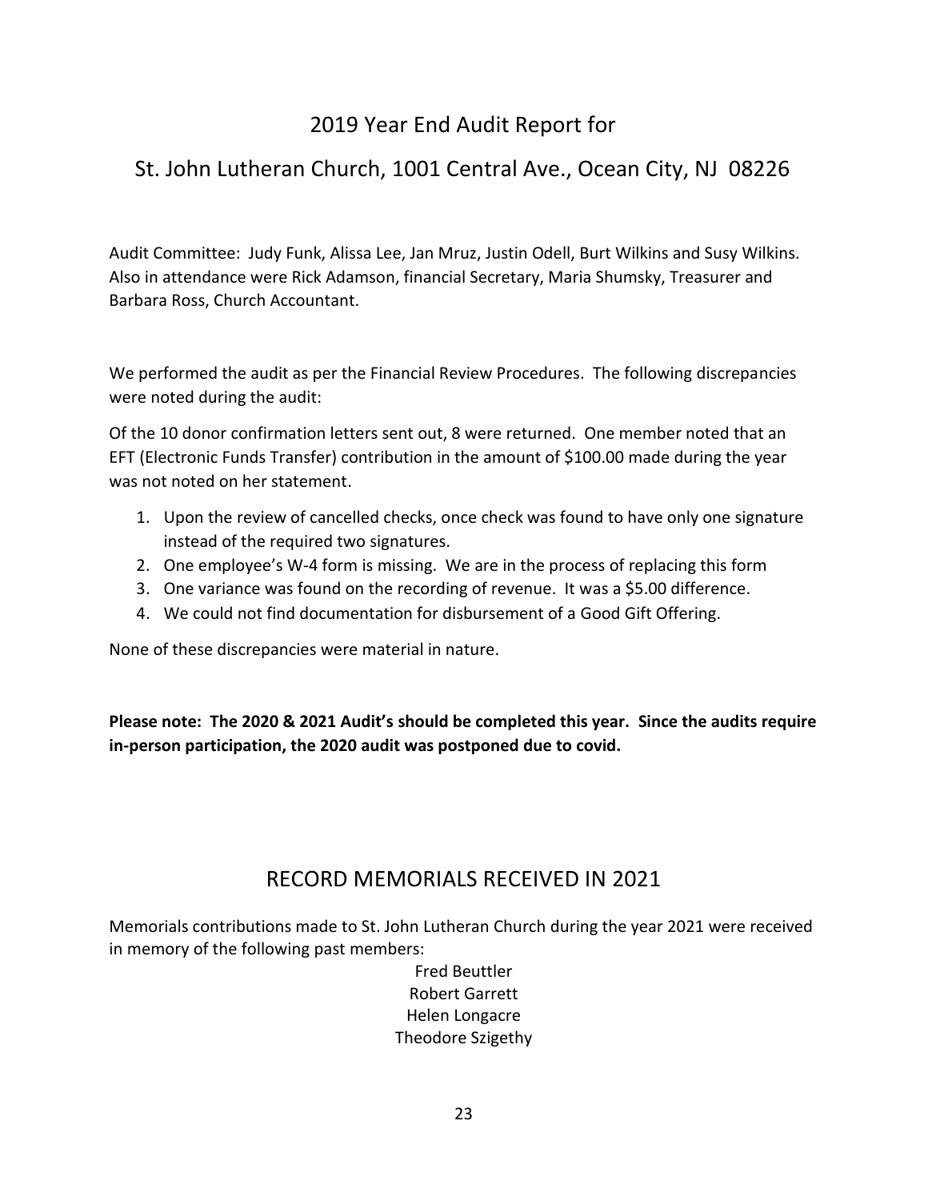# 2019 Year End Audit Report for

# St. John Lutheran Church, 1001 Central Ave., Ocean City, NJ 08226

Audit Committee: Judy Funk, Alissa Lee, Jan Mruz, Justin Odell, Burt Wilkins and Susy Wilkins. Also in attendance were Rick Adamson, financial Secretary, Maria Shumsky, Treasurer and Barbara Ross, Church Accountant.

We performed the audit as per the Financial Review Procedures. The following discrepancies were noted during the audit:

Of the 10 donor confirmation letters sent out, 8 were returned. One member noted that an EFT (Electronic Funds Transfer) contribution in the amount of $100.00 made during the year was not noted on her statement.

1. Upon the review of cancelled checks, once check was found to have only one signature instead of the required two signatures.
2. One employee's W-4 form is missing. We are in the process of replacing this form
3. One variance was found on the recording of revenue. It was a $5.00 difference.
4. We could not find documentation for disbursement of a Good Gift Offering.

None of these discrepancies were material in nature.

**Please note: The 2020 & 2021 Audit's should be completed this year. Since the audits require in-person participation, the 2020 audit was postponed due to covid.**

# RECORD MEMORIALS RECEIVED IN 2021

Memorials contributions made to St. John Lutheran Church during the year 2021 were received in memory of the following past members:

Fred Beuttler
Robert Garrett
Helen Longacre
Theodore Szigethy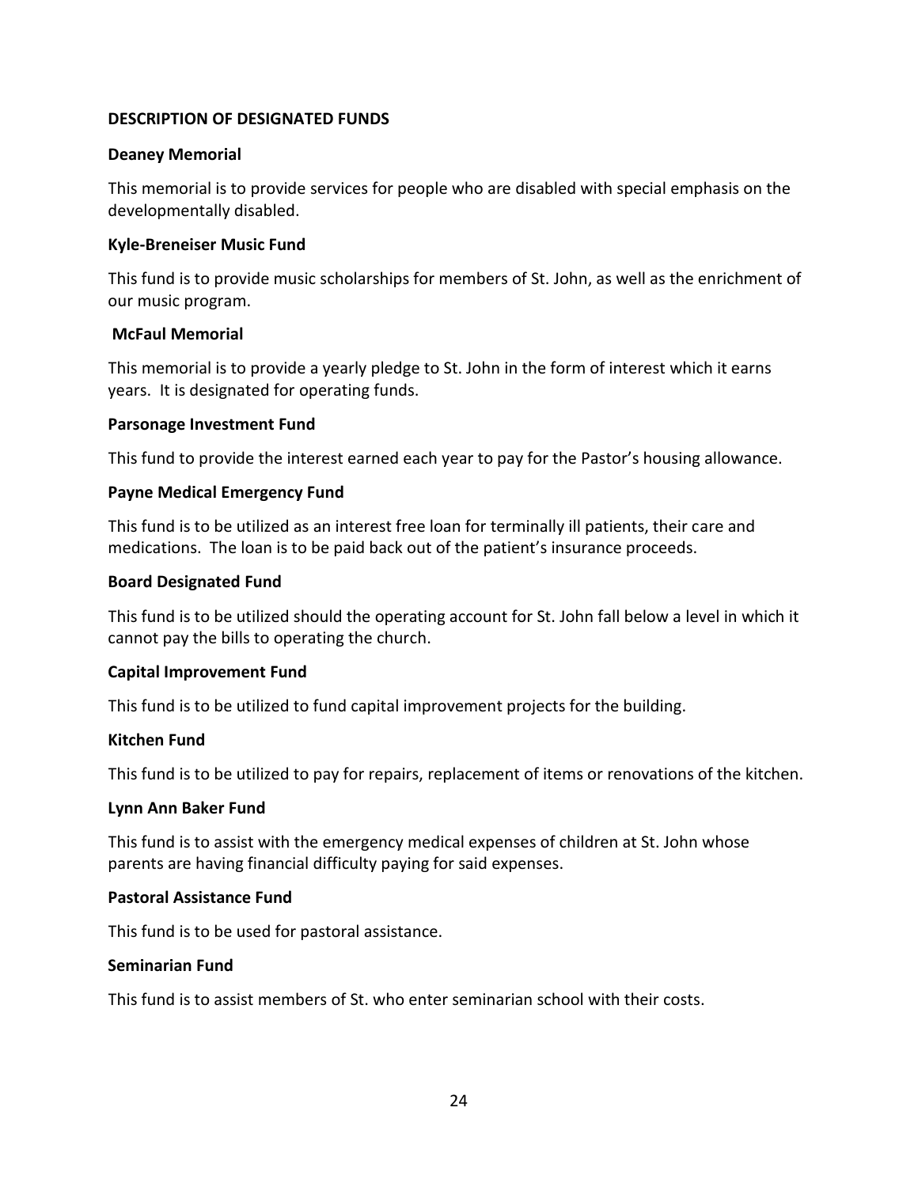**DESCRIPTION OF DESIGNATED FUNDS**

**Deaney Memorial**

This memorial is to provide services for people who are disabled with special emphasis on the developmentally disabled.

**Kyle-Breneiser Music Fund**

This fund is to provide music scholarships for members of St. John, as well as the enrichment of our music program.

**McFaul Memorial**

This memorial is to provide a yearly pledge to St. John in the form of interest which it earns years. It is designated for operating funds.

**Parsonage Investment Fund**

This fund to provide the interest earned each year to pay for the Pastor's housing allowance.

**Payne Medical Emergency Fund**

This fund is to be utilized as an interest free loan for terminally ill patients, their care and medications. The loan is to be paid back out of the patient's insurance proceeds.

**Board Designated Fund**

This fund is to be utilized should the operating account for St. John fall below a level in which it cannot pay the bills to operating the church.

**Capital Improvement Fund**

This fund is to be utilized to fund capital improvement projects for the building.

**Kitchen Fund**

This fund is to be utilized to pay for repairs, replacement of items or renovations of the kitchen.

**Lynn Ann Baker Fund**

This fund is to assist with the emergency medical expenses of children at St. John whose parents are having financial difficulty paying for said expenses.

**Pastoral Assistance Fund**

This fund is to be used for pastoral assistance.

**Seminarian Fund**

This fund is to assist members of St. who enter seminarian school with their costs.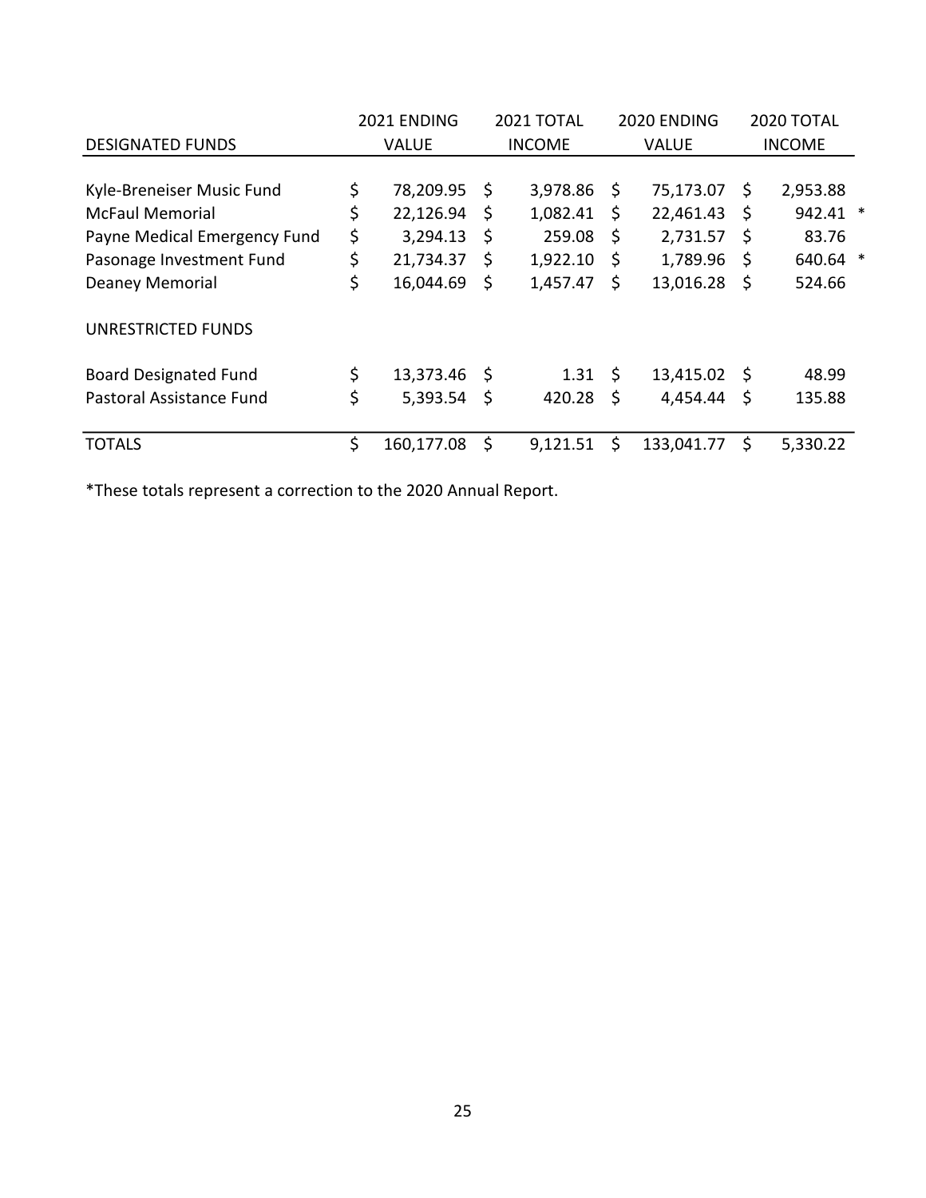| DESIGNATED FUNDS | 2021 ENDING VALUE | 2021 TOTAL INCOME | 2020 ENDING VALUE | 2020 TOTAL INCOME |
|---|---|---|---|---|
| Kyle-Breneiser Music Fund | $ 78,209.95 | $ 3,978.86 | $ 75,173.07 | $ 2,953.88 |
| McFaul Memorial | $ 22,126.94 | $ 1,082.41 | $ 22,461.43 | $ 942.41 * |
| Payne Medical Emergency Fund | $ 3,294.13 | $ 259.08 | $ 2,731.57 | $ 83.76 |
| Pasonage Investment Fund | $ 21,734.37 | $ 1,922.10 | $ 1,789.96 | $ 640.64 * |
| Deaney Memorial | $ 16,044.69 | $ 1,457.47 | $ 13,016.28 | $ 524.66 |
| UNRESTRICTED FUNDS | | | | |
| Board Designated Fund | $ 13,373.46 | $ 1.31 | $ 13,415.02 | $ 48.99 |
| Pastoral Assistance Fund | $ 5,393.54 | $ 420.28 | $ 4,454.44 | $ 135.88 |
| TOTALS | $ 160,177.08 | $ 9,121.51 | $ 133,041.77 | $ 5,330.22 |

*These totals represent a correction to the 2020 Annual Report.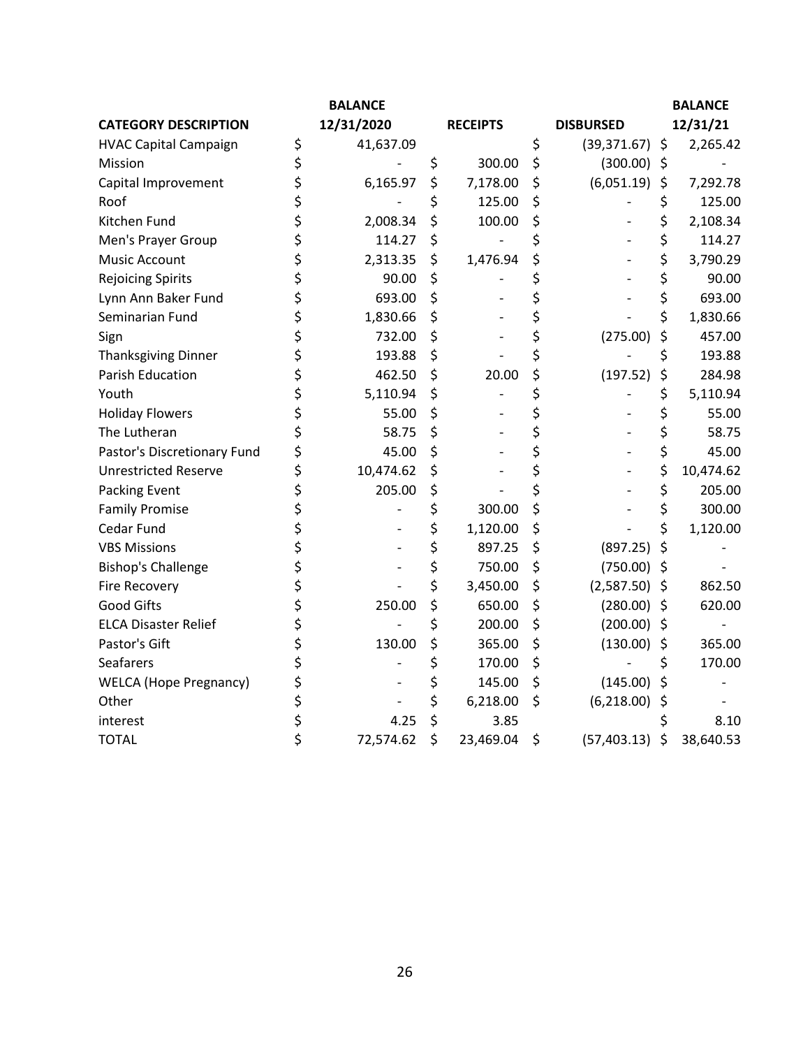| CATEGORY DESCRIPTION | BALANCE 12/31/2020 | RECEIPTS | DISBURSED | BALANCE 12/31/21 |
|---|---|---|---|---|
| HVAC Capital Campaign | $ 41,637.09 | | $ (39,371.67) | $ 2,265.42 |
| Mission | $ - | $ 300.00 | $ (300.00) | $ - |
| Capital Improvement | $ 6,165.97 | $ 7,178.00 | $ (6,051.19) | $ 7,292.78 |
| Roof | $ - | $ 125.00 | $ - | $ 125.00 |
| Kitchen Fund | $ 2,008.34 | $ 100.00 | $ - | $ 2,108.34 |
| Men's Prayer Group | $ 114.27 | $ - | $ - | $ 114.27 |
| Music Account | $ 2,313.35 | $ 1,476.94 | $ - | $ 3,790.29 |
| Rejoicing Spirits | $ 90.00 | $ - | $ - | $ 90.00 |
| Lynn Ann Baker Fund | $ 693.00 | $ - | $ - | $ 693.00 |
| Seminarian Fund | $ 1,830.66 | $ - | $ - | $ 1,830.66 |
| Sign | $ 732.00 | $ - | $ (275.00) | $ 457.00 |
| Thanksgiving Dinner | $ 193.88 | $ - | $ - | $ 193.88 |
| Parish Education | $ 462.50 | $ 20.00 | $ (197.52) | $ 284.98 |
| Youth | $ 5,110.94 | $ - | $ - | $ 5,110.94 |
| Holiday Flowers | $ 55.00 | $ - | $ - | $ 55.00 |
| The Lutheran | $ 58.75 | $ - | $ - | $ 58.75 |
| Pastor's Discretionary Fund | $ 45.00 | $ - | $ - | $ 45.00 |
| Unrestricted Reserve | $ 10,474.62 | $ - | $ - | $ 10,474.62 |
| Packing Event | $ 205.00 | $ - | $ - | $ 205.00 |
| Family Promise | $ - | $ 300.00 | $ - | $ 300.00 |
| Cedar Fund | $ - | $ 1,120.00 | $ - | $ 1,120.00 |
| VBS Missions | $ - | $ 897.25 | $ (897.25) | $ - |
| Bishop's Challenge | $ - | $ 750.00 | $ (750.00) | $ - |
| Fire Recovery | $ - | $ 3,450.00 | $ (2,587.50) | $ 862.50 |
| Good Gifts | $ 250.00 | $ 650.00 | $ (280.00) | $ 620.00 |
| ELCA Disaster Relief | $ - | $ 200.00 | $ (200.00) | $ - |
| Pastor's Gift | $ 130.00 | $ 365.00 | $ (130.00) | $ 365.00 |
| Seafarers | $ - | $ 170.00 | $ - | $ 170.00 |
| WELCA (Hope Pregnancy) | $ - | $ 145.00 | $ (145.00) | $ - |
| Other | $ - | $ 6,218.00 | $ (6,218.00) | $ - |
| interest | $ 4.25 | $ 3.85 | | $ 8.10 |
| TOTAL | $ 72,574.62 | $ 23,469.04 | $ (57,403.13) | $ 38,640.53 |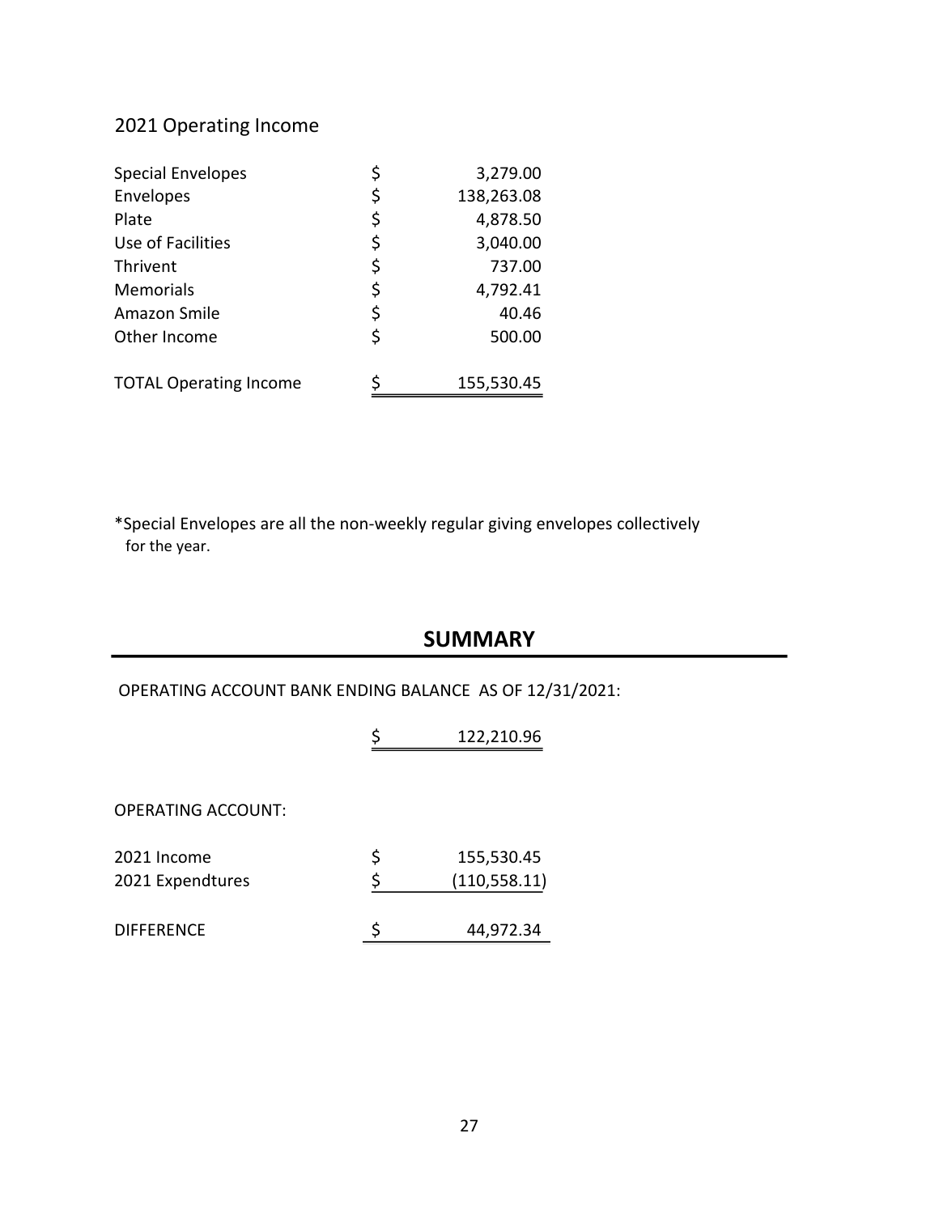## 2021 Operating Income

| | | |
|---|---|---|
| Special Envelopes | $ | 3,279.00 |
| Envelopes | $ | 138,263.08 |
| Plate | $ | 4,878.50 |
| Use of Facilities | $ | 3,040.00 |
| Thrivent | $ | 737.00 |
| Memorials | $ | 4,792.41 |
| Amazon Smile | $ | 40.46 |
| Other Income | $ | 500.00 |
| TOTAL Operating Income | $ | 155,530.45 |

*Special Envelopes are all the non-weekly regular giving envelopes collectively for the year.

## SUMMARY

OPERATING ACCOUNT BANK ENDING BALANCE AS OF 12/31/2021:

$ 122,210.96

OPERATING ACCOUNT:

| | | |
|---|---|---|
| 2021 Income | $ | 155,530.45 |
| 2021 Expendtures | $ | (110,558.11) |
| DIFFERENCE | $ | 44,972.34 |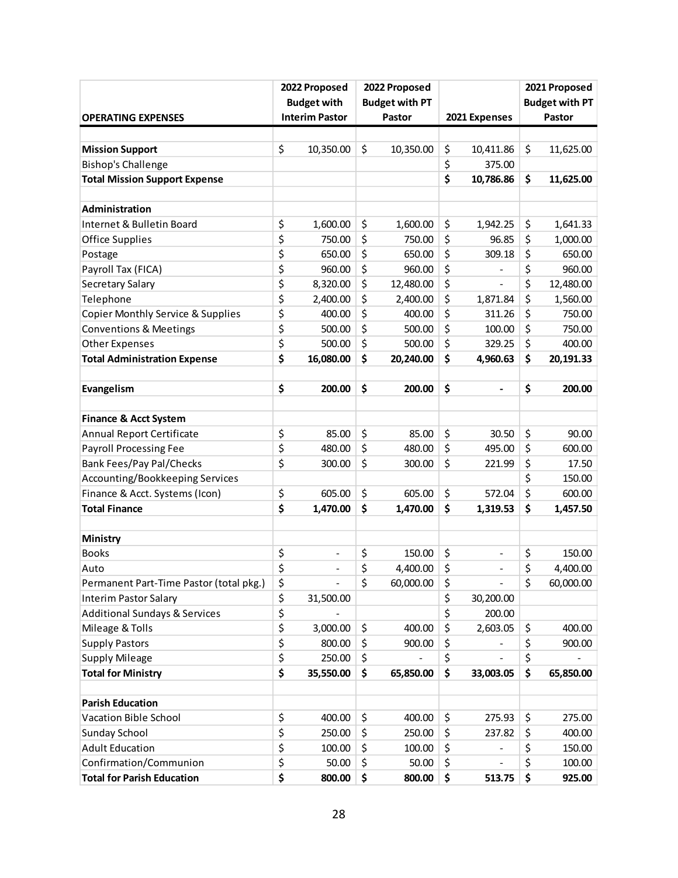| OPERATING EXPENSES | 2022 Proposed Budget with Interim Pastor | 2022 Proposed Budget with PT Pastor | 2021 Expenses | 2021 Proposed Budget with PT Pastor |
|---|---|---|---|---|
| | | | | |
| **Mission Support** | $ 10,350.00 | $ 10,350.00 | $ 10,411.86 | $ 11,625.00 |
| Bishop's Challenge | | | $ 375.00 | |
| **Total Mission Support Expense** | | | **$ 10,786.86** | **$ 11,625.00** |
| | | | | |
| **Administration** | | | | |
| Internet & Bulletin Board | $ 1,600.00 | $ 1,600.00 | $ 1,942.25 | $ 1,641.33 |
| Office Supplies | $ 750.00 | $ 750.00 | $ 96.85 | $ 1,000.00 |
| Postage | $ 650.00 | $ 650.00 | $ 309.18 | $ 650.00 |
| Payroll Tax (FICA) | $ 960.00 | $ 960.00 | $ - | $ 960.00 |
| Secretary Salary | $ 8,320.00 | $ 12,480.00 | $ - | $ 12,480.00 |
| Telephone | $ 2,400.00 | $ 2,400.00 | $ 1,871.84 | $ 1,560.00 |
| Copier Monthly Service & Supplies | $ 400.00 | $ 400.00 | $ 311.26 | $ 750.00 |
| Conventions & Meetings | $ 500.00 | $ 500.00 | $ 100.00 | $ 750.00 |
| Other Expenses | $ 500.00 | $ 500.00 | $ 329.25 | $ 400.00 |
| **Total Administration Expense** | **$ 16,080.00** | **$ 20,240.00** | **$ 4,960.63** | **$ 20,191.33** |
| | | | | |
| **Evangelism** | **$ 200.00** | **$ 200.00** | **$ -** | **$ 200.00** |
| | | | | |
| **Finance & Acct System** | | | | |
| Annual Report Certificate | $ 85.00 | $ 85.00 | $ 30.50 | $ 90.00 |
| Payroll Processing Fee | $ 480.00 | $ 480.00 | $ 495.00 | $ 600.00 |
| Bank Fees/Pay Pal/Checks | $ 300.00 | $ 300.00 | $ 221.99 | $ 17.50 |
| Accounting/Bookkeeping Services | | | | $ 150.00 |
| Finance & Acct. Systems (Icon) | $ 605.00 | $ 605.00 | $ 572.04 | $ 600.00 |
| **Total Finance** | **$ 1,470.00** | **$ 1,470.00** | **$ 1,319.53** | **$ 1,457.50** |
| | | | | |
| **Ministry** | | | | |
| Books | $ - | $ 150.00 | $ - | $ 150.00 |
| Auto | $ - | $ 4,400.00 | $ - | $ 4,400.00 |
| Permanent Part-Time Pastor (total pkg.) | $ - | $ 60,000.00 | $ - | $ 60,000.00 |
| Interim Pastor Salary | $ 31,500.00 | | $ 30,200.00 | |
| Additional Sundays & Services | $ - | | $ 200.00 | |
| Mileage & Tolls | $ 3,000.00 | $ 400.00 | $ 2,603.05 | $ 400.00 |
| Supply Pastors | $ 800.00 | $ 900.00 | $ - | $ 900.00 |
| Supply Mileage | $ 250.00 | $ - | $ - | $ - |
| **Total for Ministry** | **$ 35,550.00** | **$ 65,850.00** | **$ 33,003.05** | **$ 65,850.00** |
| | | | | |
| **Parish Education** | | | | |
| Vacation Bible School | $ 400.00 | $ 400.00 | $ 275.93 | $ 275.00 |
| Sunday School | $ 250.00 | $ 250.00 | $ 237.82 | $ 400.00 |
| Adult Education | $ 100.00 | $ 100.00 | $ - | $ 150.00 |
| Confirmation/Communion | $ 50.00 | $ 50.00 | $ - | $ 100.00 |
| **Total for Parish Education** | **$ 800.00** | **$ 800.00** | **$ 513.75** | **$ 925.00** |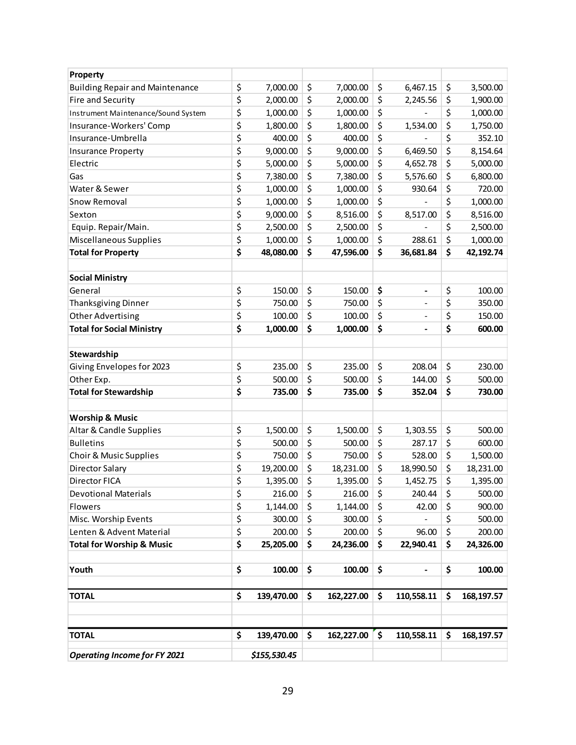| | | | | |
|---|---|---|---|---|
| **Property** | | | | |
| Building Repair and Maintenance | $ 7,000.00 | $ 7,000.00 | $ 6,467.15 | $ 3,500.00 |
| Fire and Security | $ 2,000.00 | $ 2,000.00 | $ 2,245.56 | $ 1,900.00 |
| Instrument Maintenance/Sound System | $ 1,000.00 | $ 1,000.00 | $ - | $ 1,000.00 |
| Insurance-Workers' Comp | $ 1,800.00 | $ 1,800.00 | $ 1,534.00 | $ 1,750.00 |
| Insurance-Umbrella | $ 400.00 | $ 400.00 | $ - | $ 352.10 |
| Insurance Property | $ 9,000.00 | $ 9,000.00 | $ 6,469.50 | $ 8,154.64 |
| Electric | $ 5,000.00 | $ 5,000.00 | $ 4,652.78 | $ 5,000.00 |
| Gas | $ 7,380.00 | $ 7,380.00 | $ 5,576.60 | $ 6,800.00 |
| Water & Sewer | $ 1,000.00 | $ 1,000.00 | $ 930.64 | $ 720.00 |
| Snow Removal | $ 1,000.00 | $ 1,000.00 | $ - | $ 1,000.00 |
| Sexton | $ 9,000.00 | $ 8,516.00 | $ 8,517.00 | $ 8,516.00 |
| Equip. Repair/Main. | $ 2,500.00 | $ 2,500.00 | $ - | $ 2,500.00 |
| Miscellaneous Supplies | $ 1,000.00 | $ 1,000.00 | $ 288.61 | $ 1,000.00 |
| **Total for Property** | **$ 48,080.00** | **$ 47,596.00** | **$ 36,681.84** | **$ 42,192.74** |
| | | | | |
| **Social Ministry** | | | | |
| General | $ 150.00 | $ 150.00 | **$ -** | $ 100.00 |
| Thanksgiving Dinner | $ 750.00 | $ 750.00 | $ - | $ 350.00 |
| Other Advertising | $ 100.00 | $ 100.00 | $ - | $ 150.00 |
| **Total for Social Ministry** | **$ 1,000.00** | **$ 1,000.00** | **$ -** | **$ 600.00** |
| | | | | |
| **Stewardship** | | | | |
| Giving Envelopes for 2023 | $ 235.00 | $ 235.00 | $ 208.04 | $ 230.00 |
| Other Exp. | $ 500.00 | $ 500.00 | $ 144.00 | $ 500.00 |
| **Total for Stewardship** | **$ 735.00** | **$ 735.00** | **$ 352.04** | **$ 730.00** |
| | | | | |
| **Worship & Music** | | | | |
| Altar & Candle Supplies | $ 1,500.00 | $ 1,500.00 | $ 1,303.55 | $ 500.00 |
| Bulletins | $ 500.00 | $ 500.00 | $ 287.17 | $ 600.00 |
| Choir & Music Supplies | $ 750.00 | $ 750.00 | $ 528.00 | $ 1,500.00 |
| Director Salary | $ 19,200.00 | $ 18,231.00 | $ 18,990.50 | $ 18,231.00 |
| Director FICA | $ 1,395.00 | $ 1,395.00 | $ 1,452.75 | $ 1,395.00 |
| Devotional Materials | $ 216.00 | $ 216.00 | $ 240.44 | $ 500.00 |
| Flowers | $ 1,144.00 | $ 1,144.00 | $ 42.00 | $ 900.00 |
| Misc. Worship Events | $ 300.00 | $ 300.00 | $ - | $ 500.00 |
| Lenten & Advent Material | $ 200.00 | $ 200.00 | $ 96.00 | $ 200.00 |
| **Total for Worship & Music** | **$ 25,205.00** | **$ 24,236.00** | **$ 22,940.41** | **$ 24,326.00** |
| | | | | |
| **Youth** | **$ 100.00** | **$ 100.00** | **$ -** | **$ 100.00** |
| | | | | |
| **TOTAL** | **$ 139,470.00** | **$ 162,227.00** | **$ 110,558.11** | **$ 168,197.57** |
| | | | | |
| | | | | |
| **TOTAL** | **$ 139,470.00** | **$ 162,227.00** | **$ 110,558.11** | **$ 168,197.57** |
| | | | | |
| ***Operating Income for FY 2021*** | ***$155,530.45*** | | | |